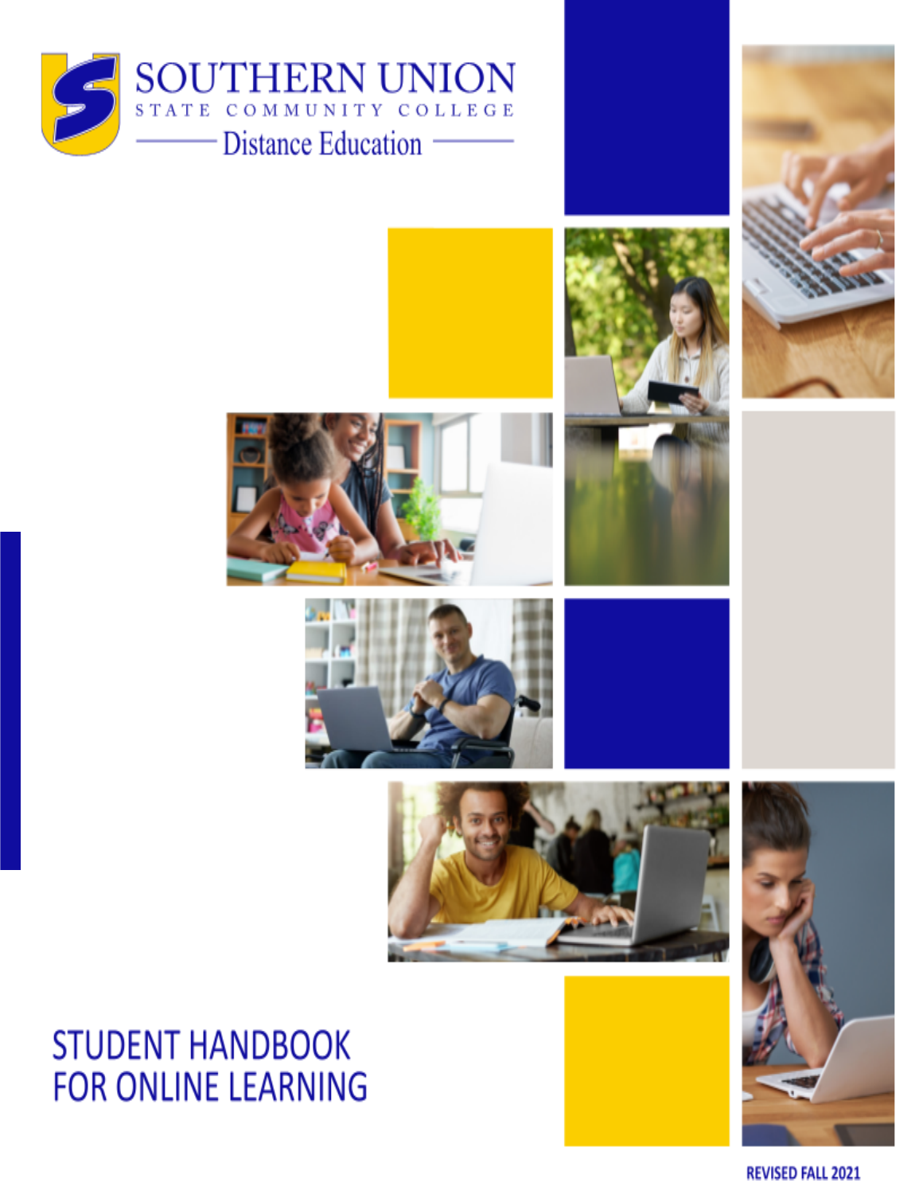SOUTHERN UNION
STATE COMMUNITY COLLEGE
Distance Education

# STUDENT HANDBOOK FOR ONLINE LEARNING

REVISED FALL 2021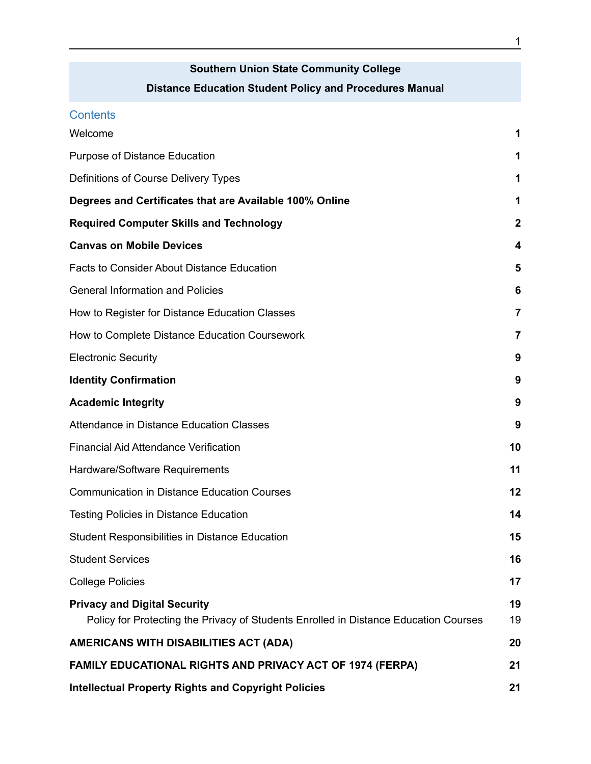**Southern Union State Community College**

**Distance Education Student Policy and Procedures Manual**

## Contents

| | |
|---|---|
| Welcome | **1** |
| Purpose of Distance Education | **1** |
| Definitions of Course Delivery Types | **1** |
| **Degrees and Certificates that are Available 100% Online** | **1** |
| **Required Computer Skills and Technology** | **2** |
| **Canvas on Mobile Devices** | **4** |
| Facts to Consider About Distance Education | **5** |
| General Information and Policies | **6** |
| How to Register for Distance Education Classes | **7** |
| How to Complete Distance Education Coursework | **7** |
| Electronic Security | **9** |
| **Identity Confirmation** | **9** |
| **Academic Integrity** | **9** |
| Attendance in Distance Education Classes | **9** |
| Financial Aid Attendance Verification | **10** |
| Hardware/Software Requirements | **11** |
| Communication in Distance Education Courses | **12** |
| Testing Policies in Distance Education | **14** |
| Student Responsibilities in Distance Education | **15** |
| Student Services | **16** |
| College Policies | **17** |
| **Privacy and Digital Security** | **19** |
| Policy for Protecting the Privacy of Students Enrolled in Distance Education Courses | 19 |
| **AMERICANS WITH DISABILITIES ACT (ADA)** | **20** |
| **FAMILY EDUCATIONAL RIGHTS AND PRIVACY ACT OF 1974 (FERPA)** | **21** |
| **Intellectual Property Rights and Copyright Policies** | **21** |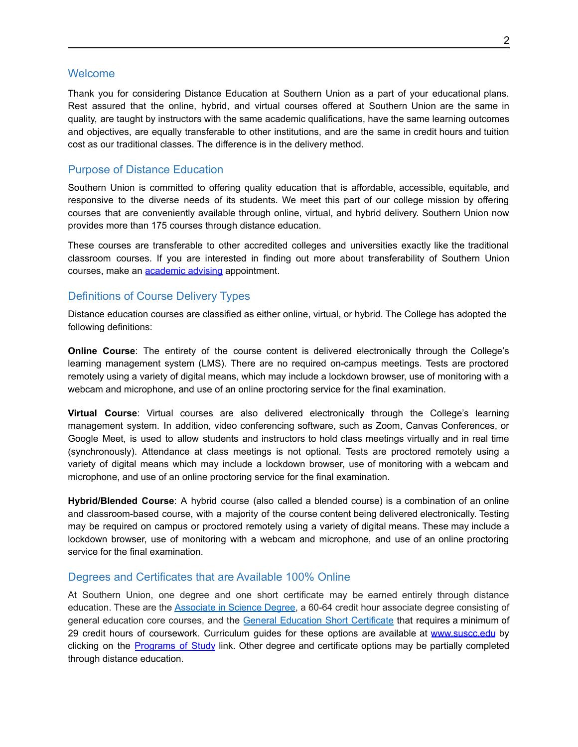## Welcome

Thank you for considering Distance Education at Southern Union as a part of your educational plans. Rest assured that the online, hybrid, and virtual courses offered at Southern Union are the same in quality, are taught by instructors with the same academic qualifications, have the same learning outcomes and objectives, are equally transferable to other institutions, and are the same in credit hours and tuition cost as our traditional classes. The difference is in the delivery method.

## Purpose of Distance Education

Southern Union is committed to offering quality education that is affordable, accessible, equitable, and responsive to the diverse needs of its students. We meet this part of our college mission by offering courses that are conveniently available through online, virtual, and hybrid delivery. Southern Union now provides more than 175 courses through distance education.

These courses are transferable to other accredited colleges and universities exactly like the traditional classroom courses. If you are interested in finding out more about transferability of Southern Union courses, make an academic advising appointment.

## Definitions of Course Delivery Types

Distance education courses are classified as either online, virtual, or hybrid. The College has adopted the following definitions:

**Online Course**: The entirety of the course content is delivered electronically through the College's learning management system (LMS). There are no required on-campus meetings. Tests are proctored remotely using a variety of digital means, which may include a lockdown browser, use of monitoring with a webcam and microphone, and use of an online proctoring service for the final examination.

**Virtual Course**: Virtual courses are also delivered electronically through the College's learning management system. In addition, video conferencing software, such as Zoom, Canvas Conferences, or Google Meet, is used to allow students and instructors to hold class meetings virtually and in real time (synchronously). Attendance at class meetings is not optional. Tests are proctored remotely using a variety of digital means which may include a lockdown browser, use of monitoring with a webcam and microphone, and use of an online proctoring service for the final examination.

**Hybrid/Blended Course**: A hybrid course (also called a blended course) is a combination of an online and classroom-based course, with a majority of the course content being delivered electronically. Testing may be required on campus or proctored remotely using a variety of digital means. These may include a lockdown browser, use of monitoring with a webcam and microphone, and use of an online proctoring service for the final examination.

## Degrees and Certificates that are Available 100% Online

At Southern Union, one degree and one short certificate may be earned entirely through distance education. These are the Associate in Science Degree, a 60-64 credit hour associate degree consisting of general education core courses, and the General Education Short Certificate that requires a minimum of 29 credit hours of coursework. Curriculum guides for these options are available at www.suscc.edu by clicking on the Programs of Study link. Other degree and certificate options may be partially completed through distance education.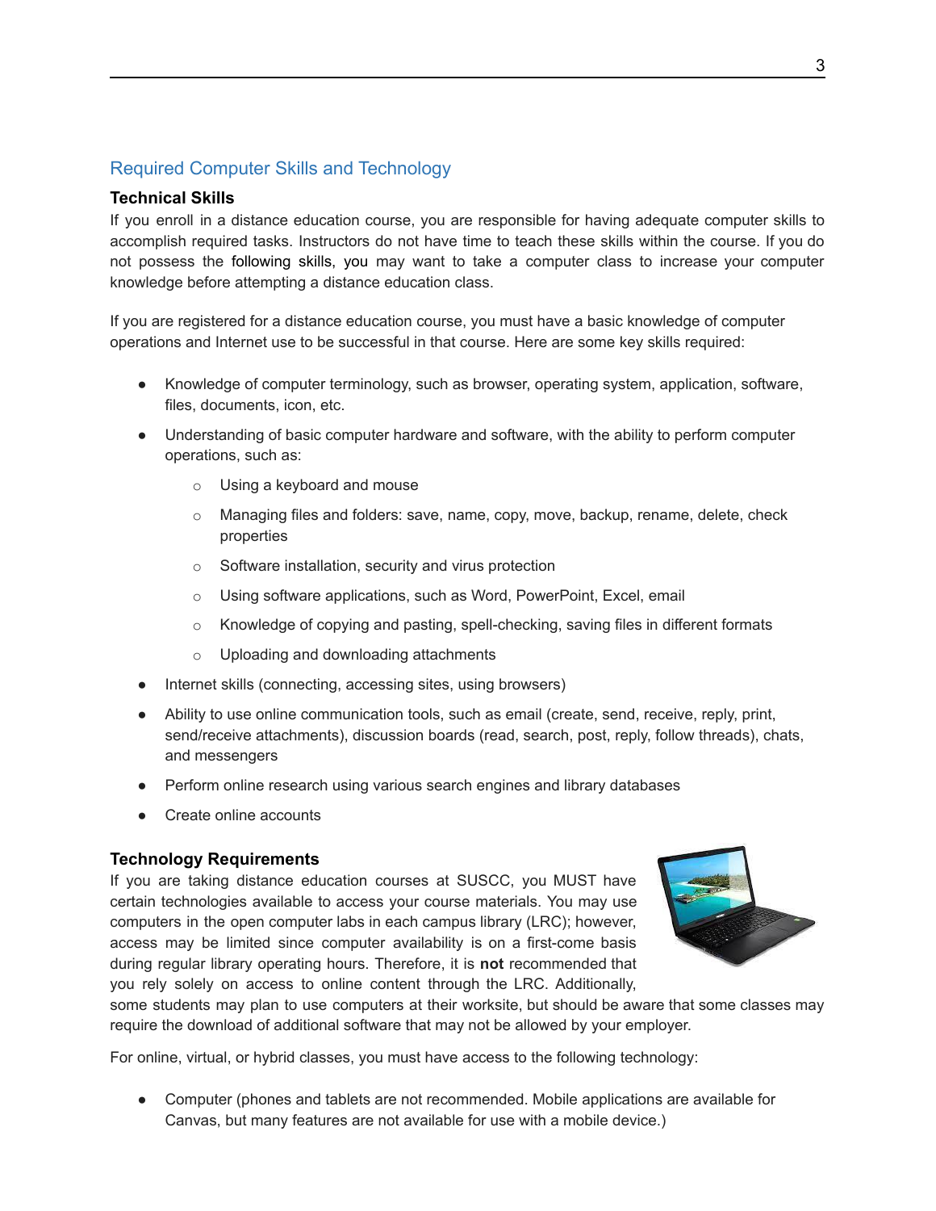## Required Computer Skills and Technology

### Technical Skills

If you enroll in a distance education course, you are responsible for having adequate computer skills to accomplish required tasks. Instructors do not have time to teach these skills within the course. If you do not possess the following skills, you may want to take a computer class to increase your computer knowledge before attempting a distance education class.

If you are registered for a distance education course, you must have a basic knowledge of computer operations and Internet use to be successful in that course. Here are some key skills required:

- Knowledge of computer terminology, such as browser, operating system, application, software, files, documents, icon, etc.
- Understanding of basic computer hardware and software, with the ability to perform computer operations, such as:
  - Using a keyboard and mouse
  - Managing files and folders: save, name, copy, move, backup, rename, delete, check properties
  - Software installation, security and virus protection
  - Using software applications, such as Word, PowerPoint, Excel, email
  - Knowledge of copying and pasting, spell-checking, saving files in different formats
  - Uploading and downloading attachments
- Internet skills (connecting, accessing sites, using browsers)
- Ability to use online communication tools, such as email (create, send, receive, reply, print, send/receive attachments), discussion boards (read, search, post, reply, follow threads), chats, and messengers
- Perform online research using various search engines and library databases
- Create online accounts

### Technology Requirements

If you are taking distance education courses at SUSCC, you MUST have certain technologies available to access your course materials. You may use computers in the open computer labs in each campus library (LRC); however, access may be limited since computer availability is on a first-come basis during regular library operating hours. Therefore, it is **not** recommended that you rely solely on access to online content through the LRC. Additionally, some students may plan to use computers at their worksite, but should be aware that some classes may require the download of additional software that may not be allowed by your employer.

For online, virtual, or hybrid classes, you must have access to the following technology:

- Computer (phones and tablets are not recommended. Mobile applications are available for Canvas, but many features are not available for use with a mobile device.)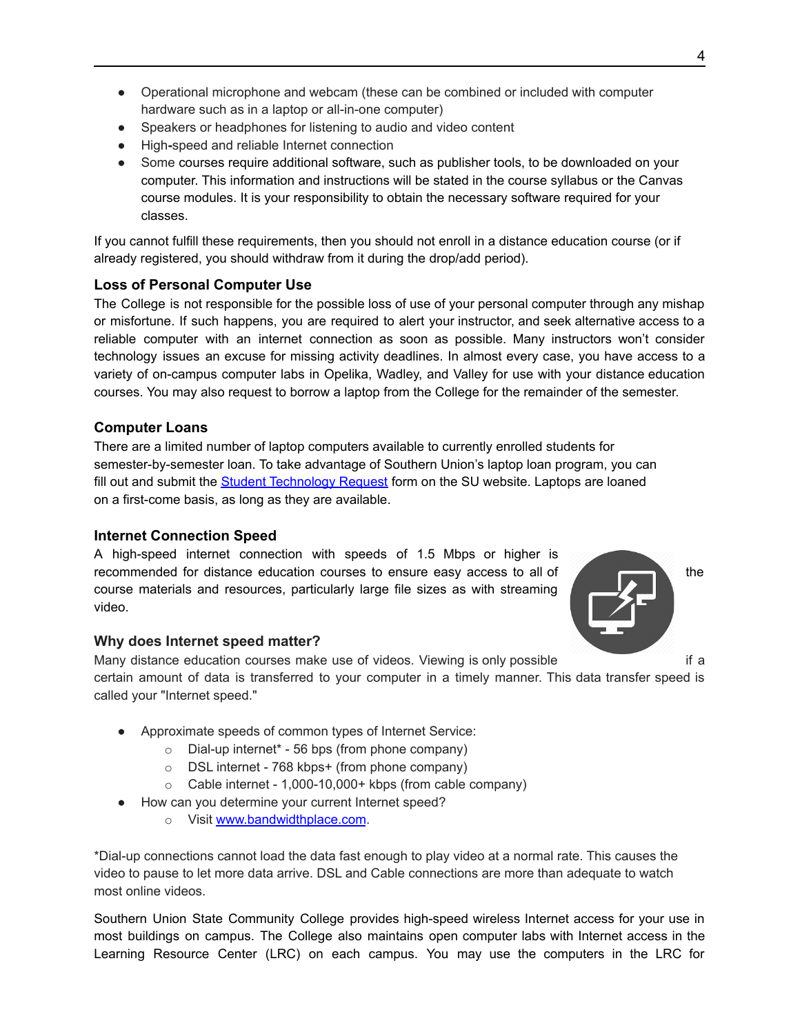- Operational microphone and webcam (these can be combined or included with computer hardware such as in a laptop or all-in-one computer)
- Speakers or headphones for listening to audio and video content
- High-speed and reliable Internet connection
- Some courses require additional software, such as publisher tools, to be downloaded on your computer. This information and instructions will be stated in the course syllabus or the Canvas course modules. It is your responsibility to obtain the necessary software required for your classes.

If you cannot fulfill these requirements, then you should not enroll in a distance education course (or if already registered, you should withdraw from it during the drop/add period).

### Loss of Personal Computer Use

The College is not responsible for the possible loss of use of your personal computer through any mishap or misfortune. If such happens, you are required to alert your instructor, and seek alternative access to a reliable computer with an internet connection as soon as possible. Many instructors won't consider technology issues an excuse for missing activity deadlines. In almost every case, you have access to a variety of on-campus computer labs in Opelika, Wadley, and Valley for use with your distance education courses. You may also request to borrow a laptop from the College for the remainder of the semester.

### Computer Loans

There are a limited number of laptop computers available to currently enrolled students for semester-by-semester loan. To take advantage of Southern Union's laptop loan program, you can fill out and submit the [Student Technology Request](Student Technology Request) form on the SU website. Laptops are loaned on a first-come basis, as long as they are available.

### Internet Connection Speed

A high-speed internet connection with speeds of 1.5 Mbps or higher is recommended for distance education courses to ensure easy access to all of the course materials and resources, particularly large file sizes as with streaming video.

### Why does Internet speed matter?

Many distance education courses make use of videos. Viewing is only possible if a certain amount of data is transferred to your computer in a timely manner. This data transfer speed is called your "Internet speed."

- Approximate speeds of common types of Internet Service:
  - Dial-up internet* - 56 bps (from phone company)
  - DSL internet - 768 kbps+ (from phone company)
  - Cable internet - 1,000-10,000+ kbps (from cable company)
- How can you determine your current Internet speed?
  - Visit [www.bandwidthplace.com](www.bandwidthplace.com).

*Dial-up connections cannot load the data fast enough to play video at a normal rate. This causes the video to pause to let more data arrive. DSL and Cable connections are more than adequate to watch most online videos.

Southern Union State Community College provides high-speed wireless Internet access for your use in most buildings on campus. The College also maintains open computer labs with Internet access in the Learning Resource Center (LRC) on each campus. You may use the computers in the LRC for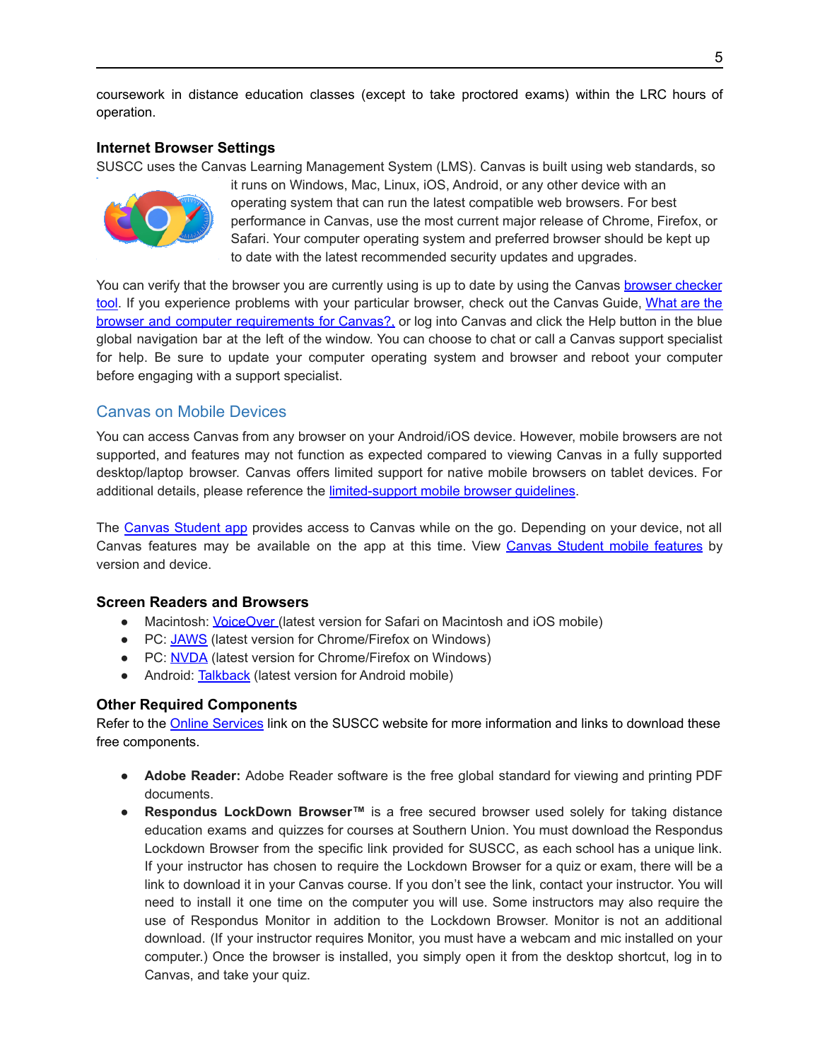coursework in distance education classes (except to take proctored exams) within the LRC hours of operation.

### Internet Browser Settings

SUSCC uses the Canvas Learning Management System (LMS). Canvas is built using web standards, so it runs on Windows, Mac, Linux, iOS, Android, or any other device with an operating system that can run the latest compatible web browsers. For best performance in Canvas, use the most current major release of Chrome, Firefox, or Safari. Your computer operating system and preferred browser should be kept up to date with the latest recommended security updates and upgrades.

You can verify that the browser you are currently using is up to date by using the Canvas browser checker tool. If you experience problems with your particular browser, check out the Canvas Guide, What are the browser and computer requirements for Canvas?, or log into Canvas and click the Help button in the blue global navigation bar at the left of the window. You can choose to chat or call a Canvas support specialist for help. Be sure to update your computer operating system and browser and reboot your computer before engaging with a support specialist.

## Canvas on Mobile Devices

You can access Canvas from any browser on your Android/iOS device. However, mobile browsers are not supported, and features may not function as expected compared to viewing Canvas in a fully supported desktop/laptop browser. Canvas offers limited support for native mobile browsers on tablet devices. For additional details, please reference the limited-support mobile browser guidelines.

The Canvas Student app provides access to Canvas while on the go. Depending on your device, not all Canvas features may be available on the app at this time. View Canvas Student mobile features by version and device.

### Screen Readers and Browsers

- Macintosh: VoiceOver (latest version for Safari on Macintosh and iOS mobile)
- PC: JAWS (latest version for Chrome/Firefox on Windows)
- PC: NVDA (latest version for Chrome/Firefox on Windows)
- Android: Talkback (latest version for Android mobile)

### Other Required Components

Refer to the Online Services link on the SUSCC website for more information and links to download these free components.

- **Adobe Reader:** Adobe Reader software is the free global standard for viewing and printing PDF documents.
- **Respondus LockDown Browser™** is a free secured browser used solely for taking distance education exams and quizzes for courses at Southern Union. You must download the Respondus Lockdown Browser from the specific link provided for SUSCC, as each school has a unique link. If your instructor has chosen to require the Lockdown Browser for a quiz or exam, there will be a link to download it in your Canvas course. If you don't see the link, contact your instructor. You will need to install it one time on the computer you will use. Some instructors may also require the use of Respondus Monitor in addition to the Lockdown Browser. Monitor is not an additional download. (If your instructor requires Monitor, you must have a webcam and mic installed on your computer.) Once the browser is installed, you simply open it from the desktop shortcut, log in to Canvas, and take your quiz.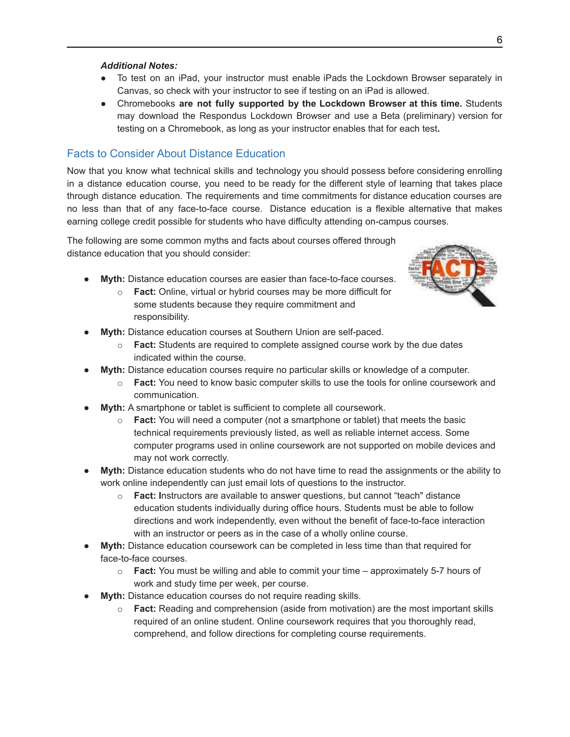***Additional Notes:***

- To test on an iPad, your instructor must enable iPads the Lockdown Browser separately in Canvas, so check with your instructor to see if testing on an iPad is allowed.
- Chromebooks **are not fully supported by the Lockdown Browser at this time.** Students may download the Respondus Lockdown Browser and use a Beta (preliminary) version for testing on a Chromebook, as long as your instructor enables that for each test**.**

## Facts to Consider About Distance Education

Now that you know what technical skills and technology you should possess before considering enrolling in a distance education course, you need to be ready for the different style of learning that takes place through distance education. The requirements and time commitments for distance education courses are no less than that of any face-to-face course. Distance education is a flexible alternative that makes earning college credit possible for students who have difficulty attending on-campus courses.

The following are some common myths and facts about courses offered through distance education that you should consider:

- **Myth:** Distance education courses are easier than face-to-face courses.
    - **Fact:** Online, virtual or hybrid courses may be more difficult for some students because they require commitment and responsibility.
- **Myth:** Distance education courses at Southern Union are self-paced.
    - **Fact:** Students are required to complete assigned course work by the due dates indicated within the course.
- **Myth:** Distance education courses require no particular skills or knowledge of a computer.
    - **Fact:** You need to know basic computer skills to use the tools for online coursework and communication.
- **Myth:** A smartphone or tablet is sufficient to complete all coursework.
    - **Fact:** You will need a computer (not a smartphone or tablet) that meets the basic technical requirements previously listed, as well as reliable internet access. Some computer programs used in online coursework are not supported on mobile devices and may not work correctly.
- **Myth:** Distance education students who do not have time to read the assignments or the ability to work online independently can just email lots of questions to the instructor.
    - **Fact: I**nstructors are available to answer questions, but cannot "teach" distance education students individually during office hours. Students must be able to follow directions and work independently, even without the benefit of face-to-face interaction with an instructor or peers as in the case of a wholly online course.
- **Myth:** Distance education coursework can be completed in less time than that required for face-to-face courses.
    - **Fact:** You must be willing and able to commit your time – approximately 5-7 hours of work and study time per week, per course.
- **Myth:** Distance education courses do not require reading skills.
    - **Fact:** Reading and comprehension (aside from motivation) are the most important skills required of an online student. Online coursework requires that you thoroughly read, comprehend, and follow directions for completing course requirements.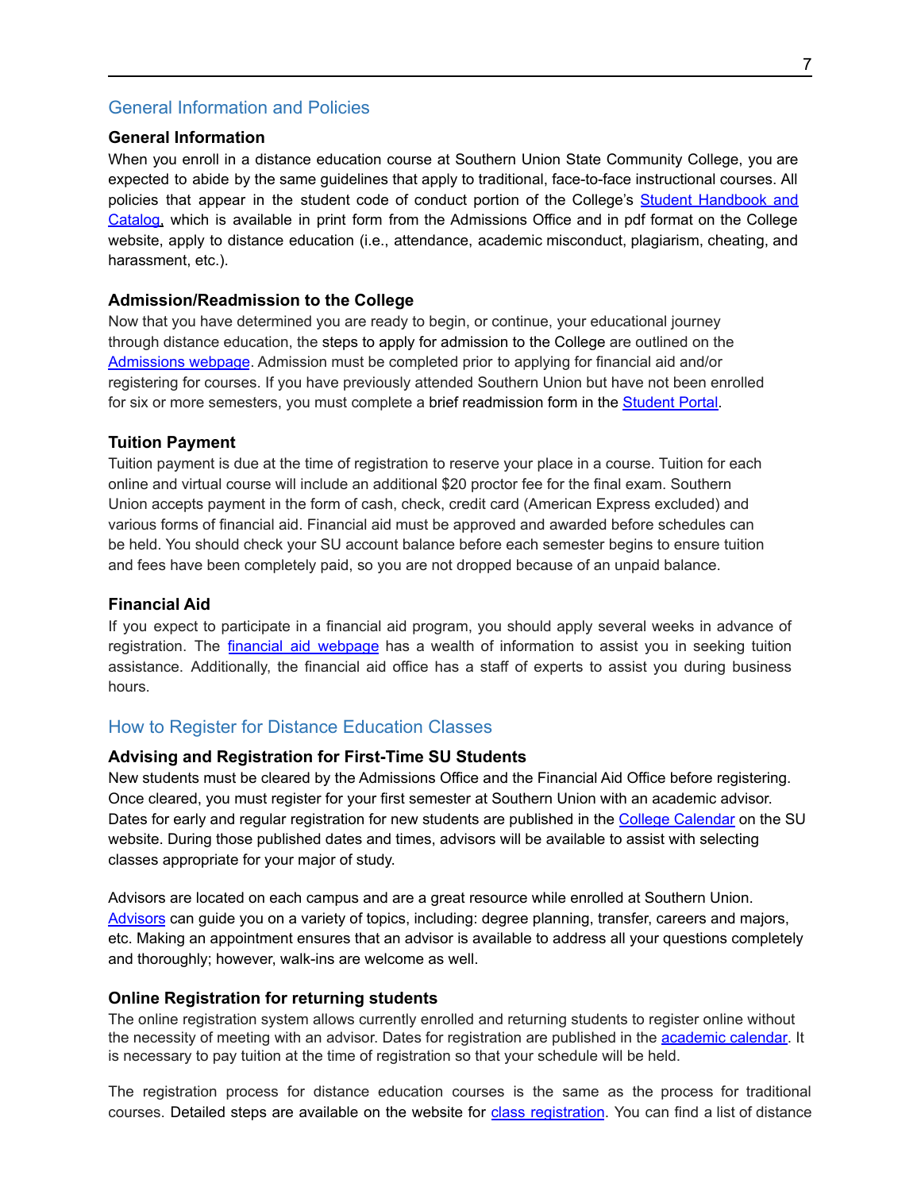## General Information and Policies

### General Information

When you enroll in a distance education course at Southern Union State Community College, you are expected to abide by the same guidelines that apply to traditional, face-to-face instructional courses. All policies that appear in the student code of conduct portion of the College's [Student Handbook and Catalog](), which is available in print form from the Admissions Office and in pdf format on the College website, apply to distance education (i.e., attendance, academic misconduct, plagiarism, cheating, and harassment, etc.).

### Admission/Readmission to the College

Now that you have determined you are ready to begin, or continue, your educational journey through distance education, the steps to apply for admission to the College are outlined on the [Admissions webpage](). Admission must be completed prior to applying for financial aid and/or registering for courses. If you have previously attended Southern Union but have not been enrolled for six or more semesters, you must complete a brief readmission form in the [Student Portal]().

### Tuition Payment

Tuition payment is due at the time of registration to reserve your place in a course. Tuition for each online and virtual course will include an additional $20 proctor fee for the final exam. Southern Union accepts payment in the form of cash, check, credit card (American Express excluded) and various forms of financial aid. Financial aid must be approved and awarded before schedules can be held. You should check your SU account balance before each semester begins to ensure tuition and fees have been completely paid, so you are not dropped because of an unpaid balance.

### Financial Aid

If you expect to participate in a financial aid program, you should apply several weeks in advance of registration. The [financial aid webpage]() has a wealth of information to assist you in seeking tuition assistance. Additionally, the financial aid office has a staff of experts to assist you during business hours.

## How to Register for Distance Education Classes

### Advising and Registration for First-Time SU Students

New students must be cleared by the Admissions Office and the Financial Aid Office before registering. Once cleared, you must register for your first semester at Southern Union with an academic advisor. Dates for early and regular registration for new students are published in the [College Calendar]() on the SU website. During those published dates and times, advisors will be available to assist with selecting classes appropriate for your major of study.

Advisors are located on each campus and are a great resource while enrolled at Southern Union. [Advisors]() can guide you on a variety of topics, including: degree planning, transfer, careers and majors, etc. Making an appointment ensures that an advisor is available to address all your questions completely and thoroughly; however, walk-ins are welcome as well.

### Online Registration for returning students

The online registration system allows currently enrolled and returning students to register online without the necessity of meeting with an advisor. Dates for registration are published in the [academic calendar](). It is necessary to pay tuition at the time of registration so that your schedule will be held.

The registration process for distance education courses is the same as the process for traditional courses. Detailed steps are available on the website for [class registration](). You can find a list of distance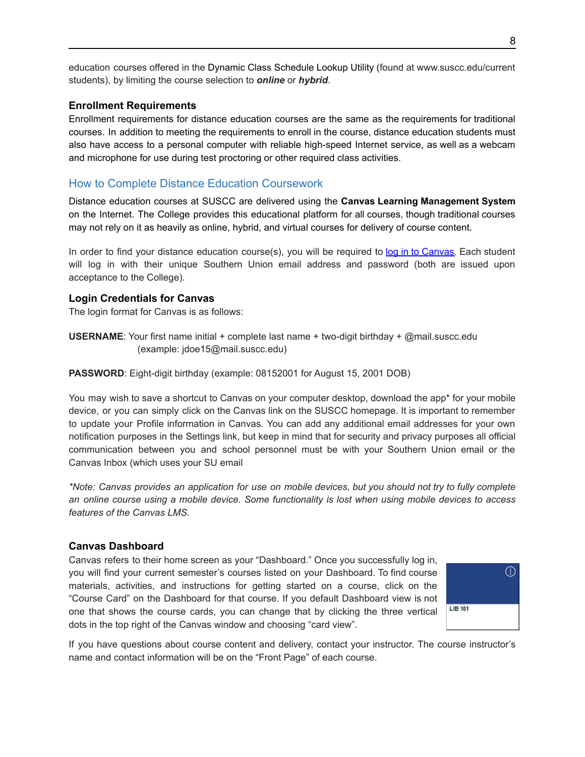education courses offered in the Dynamic Class Schedule Lookup Utility (found at www.suscc.edu/current students), by limiting the course selection to ***online*** or ***hybrid***.

### Enrollment Requirements

Enrollment requirements for distance education courses are the same as the requirements for traditional courses. In addition to meeting the requirements to enroll in the course, distance education students must also have access to a personal computer with reliable high-speed Internet service, as well as a webcam and microphone for use during test proctoring or other required class activities.

## How to Complete Distance Education Coursework

Distance education courses at SUSCC are delivered using the **Canvas Learning Management System** on the Internet. The College provides this educational platform for all courses, though traditional courses may not rely on it as heavily as online, hybrid, and virtual courses for delivery of course content.

In order to find your distance education course(s), you will be required to log in to Canvas. Each student will log in with their unique Southern Union email address and password (both are issued upon acceptance to the College).

### Login Credentials for Canvas

The login format for Canvas is as follows:

**USERNAME**: Your first name initial + complete last name + two-digit birthday + @mail.suscc.edu (example: jdoe15@mail.suscc.edu)

**PASSWORD**: Eight-digit birthday (example: 08152001 for August 15, 2001 DOB)

You may wish to save a shortcut to Canvas on your computer desktop, download the app* for your mobile device, or you can simply click on the Canvas link on the SUSCC homepage. It is important to remember to update your Profile information in Canvas. You can add any additional email addresses for your own notification purposes in the Settings link, but keep in mind that for security and privacy purposes all official communication between you and school personnel must be with your Southern Union email or the Canvas Inbox (which uses your SU email

*\*Note: Canvas provides an application for use on mobile devices, but you should not try to fully complete an online course using a mobile device. Some functionality is lost when using mobile devices to access features of the Canvas LMS.*

### Canvas Dashboard

Canvas refers to their home screen as your "Dashboard." Once you successfully log in, you will find your current semester's courses listed on your Dashboard. To find course materials, activities, and instructions for getting started on a course, click on the "Course Card" on the Dashboard for that course. If you default Dashboard view is not one that shows the course cards, you can change that by clicking the three vertical dots in the top right of the Canvas window and choosing "card view".

If you have questions about course content and delivery, contact your instructor. The course instructor's name and contact information will be on the "Front Page" of each course.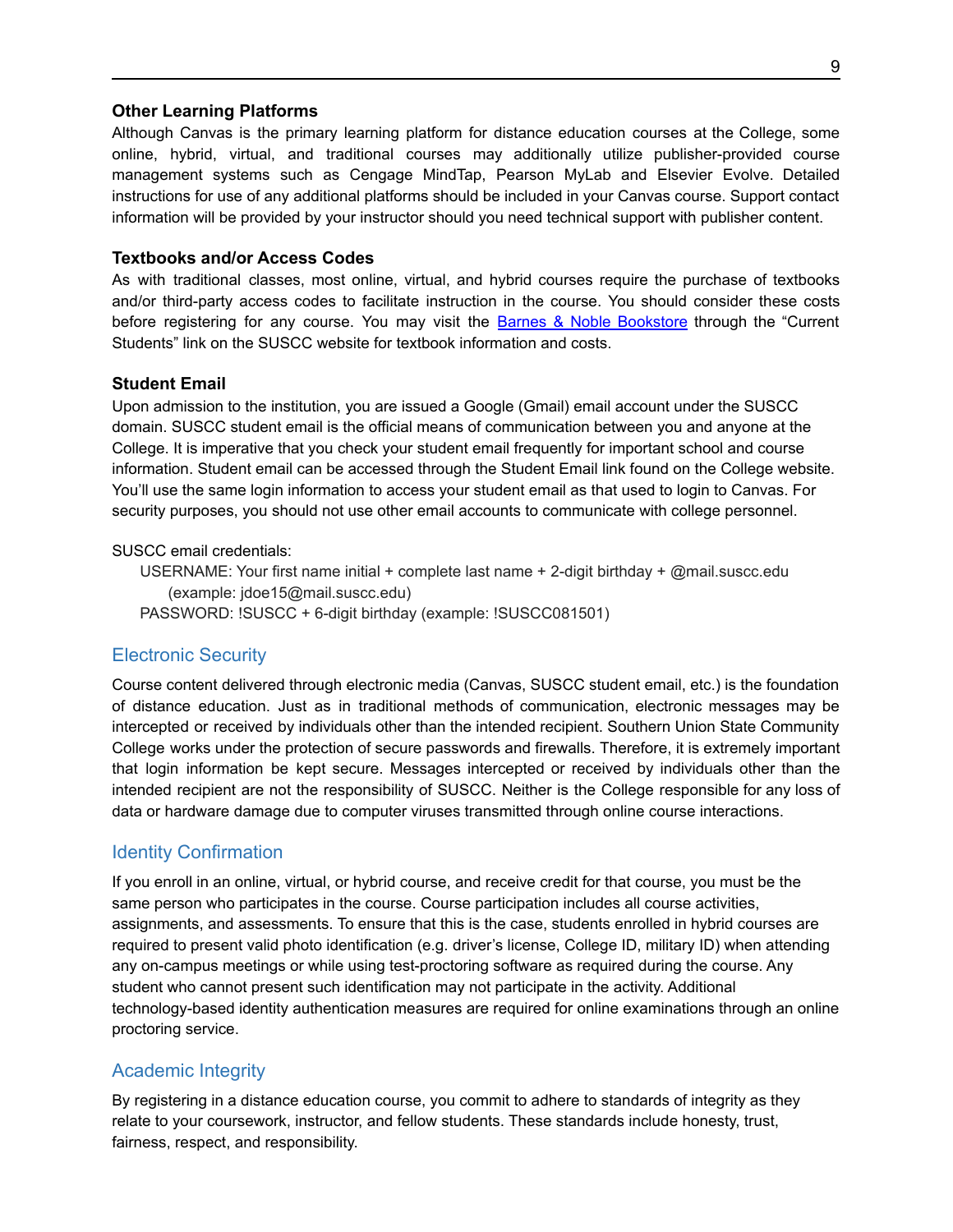### Other Learning Platforms

Although Canvas is the primary learning platform for distance education courses at the College, some online, hybrid, virtual, and traditional courses may additionally utilize publisher-provided course management systems such as Cengage MindTap, Pearson MyLab and Elsevier Evolve. Detailed instructions for use of any additional platforms should be included in your Canvas course. Support contact information will be provided by your instructor should you need technical support with publisher content.

### Textbooks and/or Access Codes

As with traditional classes, most online, virtual, and hybrid courses require the purchase of textbooks and/or third-party access codes to facilitate instruction in the course. You should consider these costs before registering for any course. You may visit the [Barnes & Noble Bookstore]() through the "Current Students" link on the SUSCC website for textbook information and costs.

### Student Email

Upon admission to the institution, you are issued a Google (Gmail) email account under the SUSCC domain. SUSCC student email is the official means of communication between you and anyone at the College. It is imperative that you check your student email frequently for important school and course information. Student email can be accessed through the Student Email link found on the College website. You'll use the same login information to access your student email as that used to login to Canvas. For security purposes, you should not use other email accounts to communicate with college personnel.

SUSCC email credentials:

- USERNAME: Your first name initial + complete last name + 2-digit birthday + @mail.suscc.edu (example: jdoe15@mail.suscc.edu)
- PASSWORD: !SUSCC + 6-digit birthday (example: !SUSCC081501)

## Electronic Security

Course content delivered through electronic media (Canvas, SUSCC student email, etc.) is the foundation of distance education. Just as in traditional methods of communication, electronic messages may be intercepted or received by individuals other than the intended recipient. Southern Union State Community College works under the protection of secure passwords and firewalls. Therefore, it is extremely important that login information be kept secure. Messages intercepted or received by individuals other than the intended recipient are not the responsibility of SUSCC. Neither is the College responsible for any loss of data or hardware damage due to computer viruses transmitted through online course interactions.

## Identity Confirmation

If you enroll in an online, virtual, or hybrid course, and receive credit for that course, you must be the same person who participates in the course. Course participation includes all course activities, assignments, and assessments. To ensure that this is the case, students enrolled in hybrid courses are required to present valid photo identification (e.g. driver's license, College ID, military ID) when attending any on-campus meetings or while using test-proctoring software as required during the course. Any student who cannot present such identification may not participate in the activity. Additional technology-based identity authentication measures are required for online examinations through an online proctoring service.

## Academic Integrity

By registering in a distance education course, you commit to adhere to standards of integrity as they relate to your coursework, instructor, and fellow students. These standards include honesty, trust, fairness, respect, and responsibility.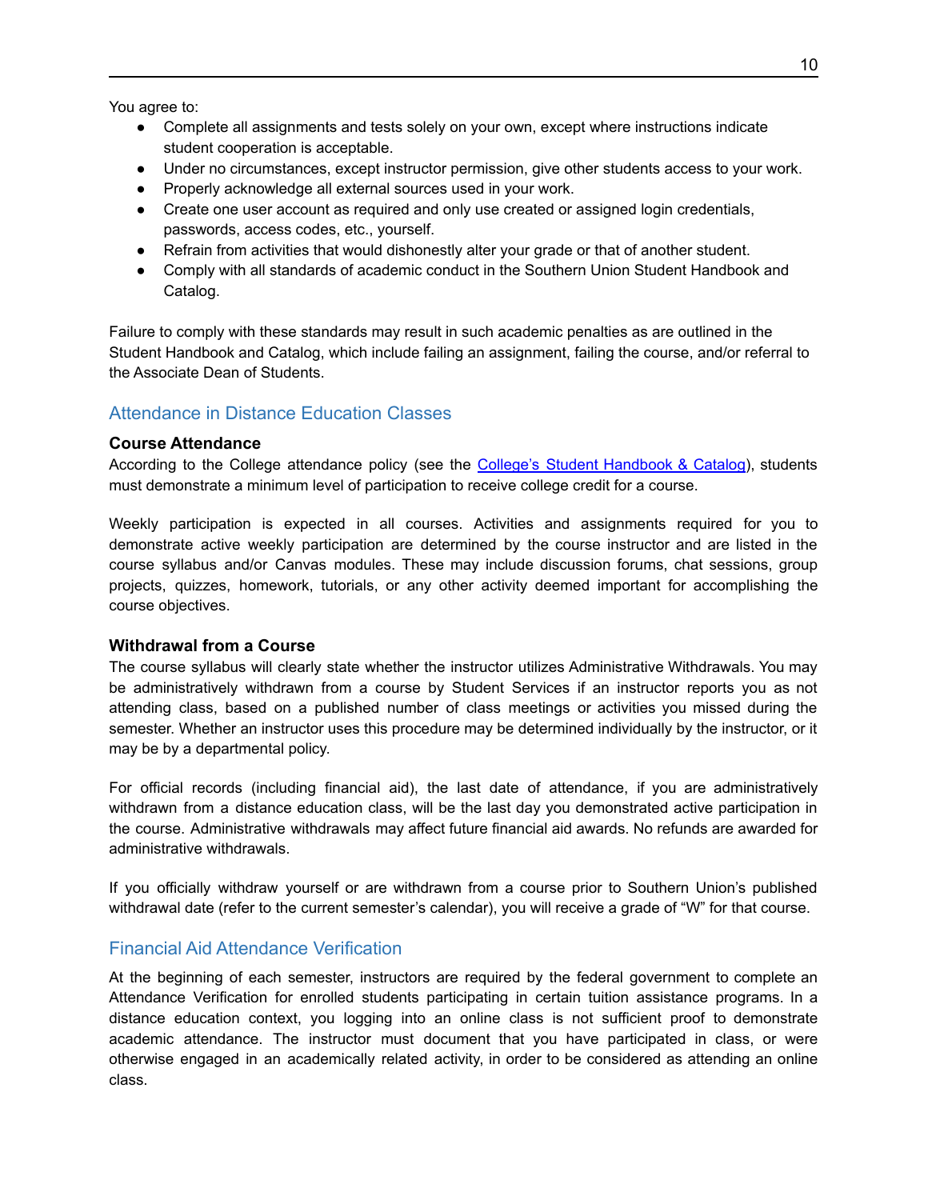You agree to:

- Complete all assignments and tests solely on your own, except where instructions indicate student cooperation is acceptable.
- Under no circumstances, except instructor permission, give other students access to your work.
- Properly acknowledge all external sources used in your work.
- Create one user account as required and only use created or assigned login credentials, passwords, access codes, etc., yourself.
- Refrain from activities that would dishonestly alter your grade or that of another student.
- Comply with all standards of academic conduct in the Southern Union Student Handbook and Catalog.

Failure to comply with these standards may result in such academic penalties as are outlined in the Student Handbook and Catalog, which include failing an assignment, failing the course, and/or referral to the Associate Dean of Students.

## Attendance in Distance Education Classes

### Course Attendance

According to the College attendance policy (see the College's Student Handbook & Catalog), students must demonstrate a minimum level of participation to receive college credit for a course.

Weekly participation is expected in all courses. Activities and assignments required for you to demonstrate active weekly participation are determined by the course instructor and are listed in the course syllabus and/or Canvas modules. These may include discussion forums, chat sessions, group projects, quizzes, homework, tutorials, or any other activity deemed important for accomplishing the course objectives.

### Withdrawal from a Course

The course syllabus will clearly state whether the instructor utilizes Administrative Withdrawals. You may be administratively withdrawn from a course by Student Services if an instructor reports you as not attending class, based on a published number of class meetings or activities you missed during the semester. Whether an instructor uses this procedure may be determined individually by the instructor, or it may be by a departmental policy.

For official records (including financial aid), the last date of attendance, if you are administratively withdrawn from a distance education class, will be the last day you demonstrated active participation in the course. Administrative withdrawals may affect future financial aid awards. No refunds are awarded for administrative withdrawals.

If you officially withdraw yourself or are withdrawn from a course prior to Southern Union's published withdrawal date (refer to the current semester's calendar), you will receive a grade of "W" for that course.

## Financial Aid Attendance Verification

At the beginning of each semester, instructors are required by the federal government to complete an Attendance Verification for enrolled students participating in certain tuition assistance programs. In a distance education context, you logging into an online class is not sufficient proof to demonstrate academic attendance. The instructor must document that you have participated in class, or were otherwise engaged in an academically related activity, in order to be considered as attending an online class.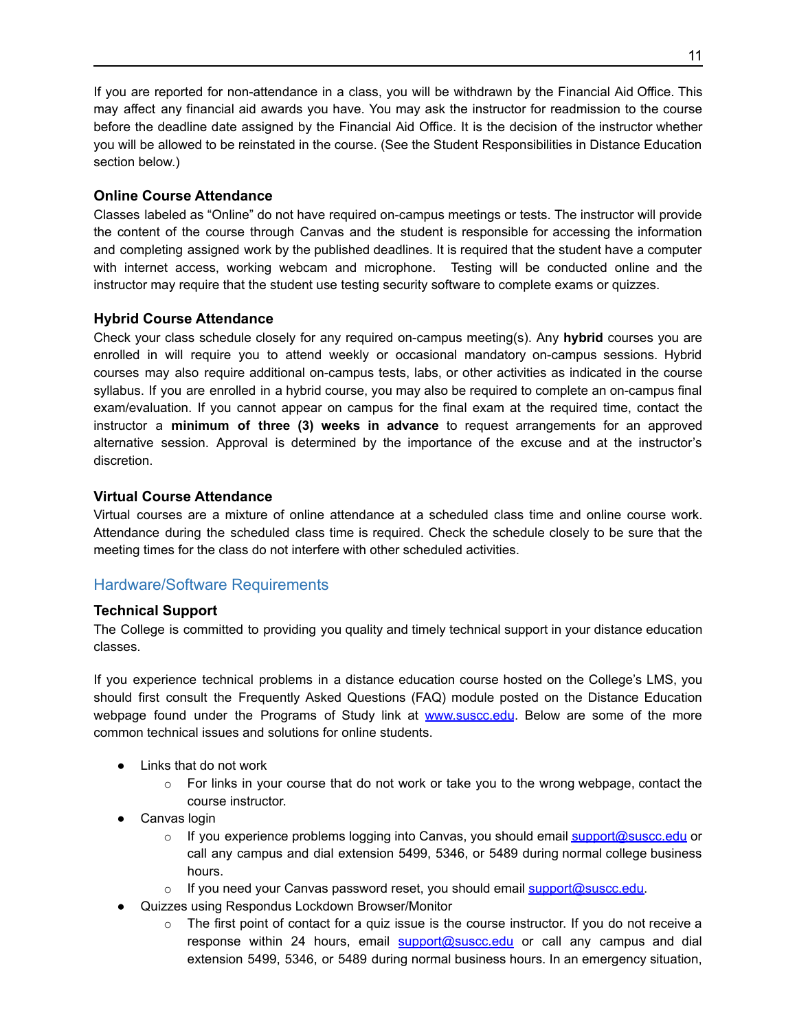If you are reported for non-attendance in a class, you will be withdrawn by the Financial Aid Office. This may affect any financial aid awards you have. You may ask the instructor for readmission to the course before the deadline date assigned by the Financial Aid Office. It is the decision of the instructor whether you will be allowed to be reinstated in the course. (See the Student Responsibilities in Distance Education section below.)

### Online Course Attendance

Classes labeled as "Online" do not have required on-campus meetings or tests. The instructor will provide the content of the course through Canvas and the student is responsible for accessing the information and completing assigned work by the published deadlines. It is required that the student have a computer with internet access, working webcam and microphone. Testing will be conducted online and the instructor may require that the student use testing security software to complete exams or quizzes.

### Hybrid Course Attendance

Check your class schedule closely for any required on-campus meeting(s). Any **hybrid** courses you are enrolled in will require you to attend weekly or occasional mandatory on-campus sessions. Hybrid courses may also require additional on-campus tests, labs, or other activities as indicated in the course syllabus. If you are enrolled in a hybrid course, you may also be required to complete an on-campus final exam/evaluation. If you cannot appear on campus for the final exam at the required time, contact the instructor a **minimum of three (3) weeks in advance** to request arrangements for an approved alternative session. Approval is determined by the importance of the excuse and at the instructor's discretion.

### Virtual Course Attendance

Virtual courses are a mixture of online attendance at a scheduled class time and online course work. Attendance during the scheduled class time is required. Check the schedule closely to be sure that the meeting times for the class do not interfere with other scheduled activities.

## Hardware/Software Requirements

### Technical Support

The College is committed to providing you quality and timely technical support in your distance education classes.

If you experience technical problems in a distance education course hosted on the College's LMS, you should first consult the Frequently Asked Questions (FAQ) module posted on the Distance Education webpage found under the Programs of Study link at [www.suscc.edu](http://www.suscc.edu). Below are some of the more common technical issues and solutions for online students.

- Links that do not work
  - For links in your course that do not work or take you to the wrong webpage, contact the course instructor.
- Canvas login
  - If you experience problems logging into Canvas, you should email [support@suscc.edu](mailto:support@suscc.edu) or call any campus and dial extension 5499, 5346, or 5489 during normal college business hours.
  - If you need your Canvas password reset, you should email [support@suscc.edu](mailto:support@suscc.edu).
- Quizzes using Respondus Lockdown Browser/Monitor
  - The first point of contact for a quiz issue is the course instructor. If you do not receive a response within 24 hours, email [support@suscc.edu](mailto:support@suscc.edu) or call any campus and dial extension 5499, 5346, or 5489 during normal business hours. In an emergency situation,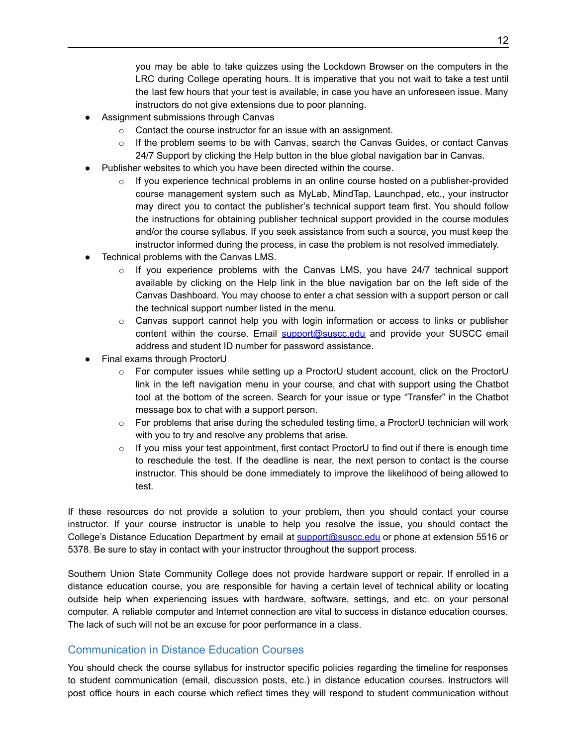you may be able to take quizzes using the Lockdown Browser on the computers in the LRC during College operating hours. It is imperative that you not wait to take a test until the last few hours that your test is available, in case you have an unforeseen issue. Many instructors do not give extensions due to poor planning.

- Assignment submissions through Canvas
  - Contact the course instructor for an issue with an assignment.
  - If the problem seems to be with Canvas, search the Canvas Guides, or contact Canvas 24/7 Support by clicking the Help button in the blue global navigation bar in Canvas.
- Publisher websites to which you have been directed within the course.
  - If you experience technical problems in an online course hosted on a publisher-provided course management system such as MyLab, MindTap, Launchpad, etc., your instructor may direct you to contact the publisher's technical support team first. You should follow the instructions for obtaining publisher technical support provided in the course modules and/or the course syllabus. If you seek assistance from such a source, you must keep the instructor informed during the process, in case the problem is not resolved immediately.
- Technical problems with the Canvas LMS.
  - If you experience problems with the Canvas LMS, you have 24/7 technical support available by clicking on the Help link in the blue navigation bar on the left side of the Canvas Dashboard. You may choose to enter a chat session with a support person or call the technical support number listed in the menu.
  - Canvas support cannot help you with login information or access to links or publisher content within the course. Email support@suscc.edu and provide your SUSCC email address and student ID number for password assistance.
- Final exams through ProctorU
  - For computer issues while setting up a ProctorU student account, click on the ProctorU link in the left navigation menu in your course, and chat with support using the Chatbot tool at the bottom of the screen. Search for your issue or type "Transfer" in the Chatbot message box to chat with a support person.
  - For problems that arise during the scheduled testing time, a ProctorU technician will work with you to try and resolve any problems that arise.
  - If you miss your test appointment, first contact ProctorU to find out if there is enough time to reschedule the test. If the deadline is near, the next person to contact is the course instructor. This should be done immediately to improve the likelihood of being allowed to test.

If these resources do not provide a solution to your problem, then you should contact your course instructor. If your course instructor is unable to help you resolve the issue, you should contact the College's Distance Education Department by email at support@suscc.edu or phone at extension 5516 or 5378. Be sure to stay in contact with your instructor throughout the support process.

Southern Union State Community College does not provide hardware support or repair. If enrolled in a distance education course, you are responsible for having a certain level of technical ability or locating outside help when experiencing issues with hardware, software, settings, and etc. on your personal computer. A reliable computer and Internet connection are vital to success in distance education courses. The lack of such will not be an excuse for poor performance in a class.

## Communication in Distance Education Courses

You should check the course syllabus for instructor specific policies regarding the timeline for responses to student communication (email, discussion posts, etc.) in distance education courses. Instructors will post office hours in each course which reflect times they will respond to student communication without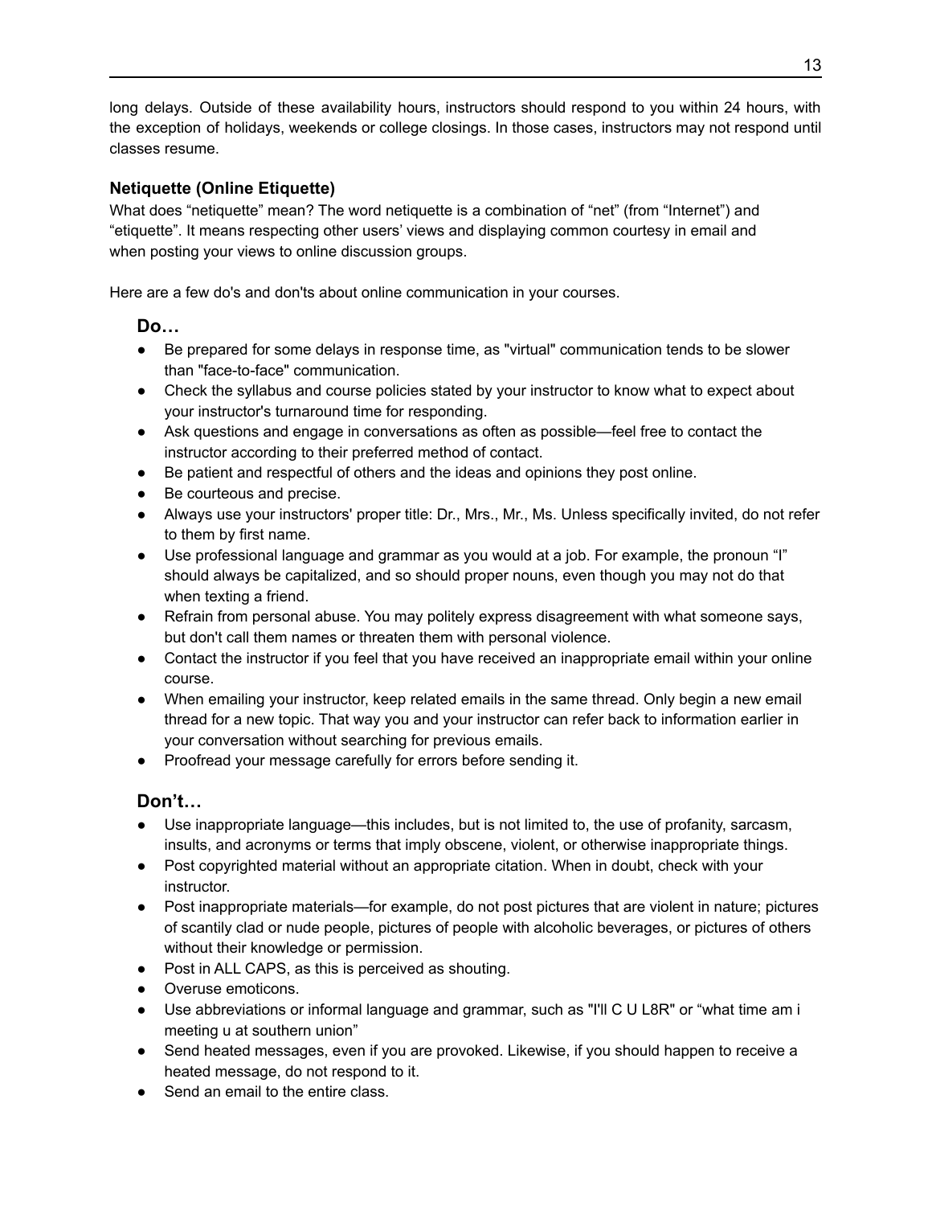long delays. Outside of these availability hours, instructors should respond to you within 24 hours, with the exception of holidays, weekends or college closings. In those cases, instructors may not respond until classes resume.

### Netiquette (Online Etiquette)

What does “netiquette” mean? The word netiquette is a combination of “net” (from “Internet”) and “etiquette”. It means respecting other users’ views and displaying common courtesy in email and when posting your views to online discussion groups.

Here are a few do's and don'ts about online communication in your courses.

#### Do…

- Be prepared for some delays in response time, as "virtual" communication tends to be slower than "face-to-face" communication.
- Check the syllabus and course policies stated by your instructor to know what to expect about your instructor's turnaround time for responding.
- Ask questions and engage in conversations as often as possible—feel free to contact the instructor according to their preferred method of contact.
- Be patient and respectful of others and the ideas and opinions they post online.
- Be courteous and precise.
- Always use your instructors' proper title: Dr., Mrs., Mr., Ms. Unless specifically invited, do not refer to them by first name.
- Use professional language and grammar as you would at a job. For example, the pronoun “I” should always be capitalized, and so should proper nouns, even though you may not do that when texting a friend.
- Refrain from personal abuse. You may politely express disagreement with what someone says, but don't call them names or threaten them with personal violence.
- Contact the instructor if you feel that you have received an inappropriate email within your online course.
- When emailing your instructor, keep related emails in the same thread. Only begin a new email thread for a new topic. That way you and your instructor can refer back to information earlier in your conversation without searching for previous emails.
- Proofread your message carefully for errors before sending it.

#### Don’t…

- Use inappropriate language—this includes, but is not limited to, the use of profanity, sarcasm, insults, and acronyms or terms that imply obscene, violent, or otherwise inappropriate things.
- Post copyrighted material without an appropriate citation. When in doubt, check with your instructor.
- Post inappropriate materials—for example, do not post pictures that are violent in nature; pictures of scantily clad or nude people, pictures of people with alcoholic beverages, or pictures of others without their knowledge or permission.
- Post in ALL CAPS, as this is perceived as shouting.
- Overuse emoticons.
- Use abbreviations or informal language and grammar, such as "I'll C U L8R" or “what time am i meeting u at southern union”
- Send heated messages, even if you are provoked. Likewise, if you should happen to receive a heated message, do not respond to it.
- Send an email to the entire class.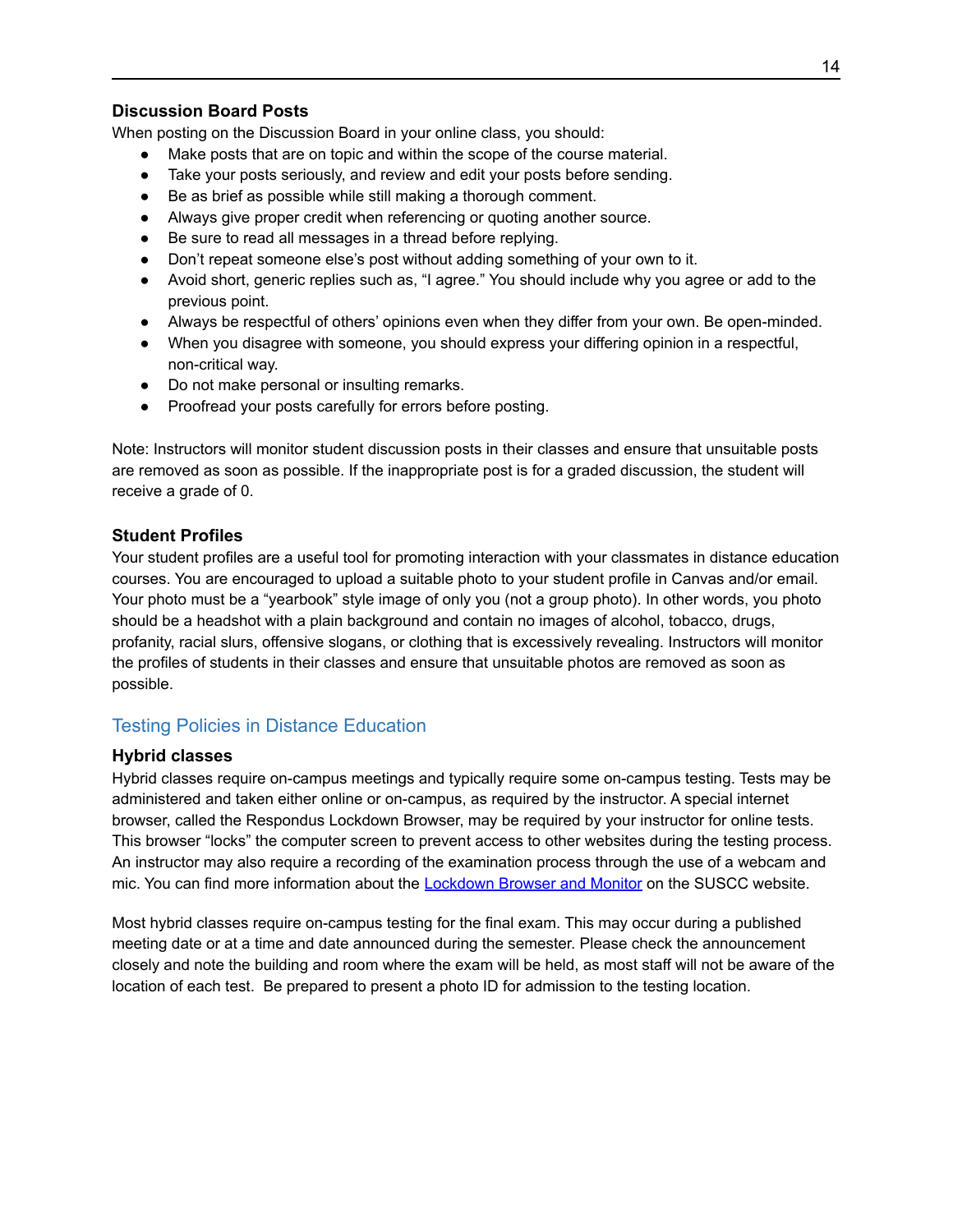### Discussion Board Posts

When posting on the Discussion Board in your online class, you should:

- Make posts that are on topic and within the scope of the course material.
- Take your posts seriously, and review and edit your posts before sending.
- Be as brief as possible while still making a thorough comment.
- Always give proper credit when referencing or quoting another source.
- Be sure to read all messages in a thread before replying.
- Don't repeat someone else's post without adding something of your own to it.
- Avoid short, generic replies such as, "I agree." You should include why you agree or add to the previous point.
- Always be respectful of others' opinions even when they differ from your own. Be open-minded.
- When you disagree with someone, you should express your differing opinion in a respectful, non-critical way.
- Do not make personal or insulting remarks.
- Proofread your posts carefully for errors before posting.

Note: Instructors will monitor student discussion posts in their classes and ensure that unsuitable posts are removed as soon as possible. If the inappropriate post is for a graded discussion, the student will receive a grade of 0.

### Student Profiles

Your student profiles are a useful tool for promoting interaction with your classmates in distance education courses. You are encouraged to upload a suitable photo to your student profile in Canvas and/or email. Your photo must be a "yearbook" style image of only you (not a group photo). In other words, you photo should be a headshot with a plain background and contain no images of alcohol, tobacco, drugs, profanity, racial slurs, offensive slogans, or clothing that is excessively revealing. Instructors will monitor the profiles of students in their classes and ensure that unsuitable photos are removed as soon as possible.

## Testing Policies in Distance Education

### Hybrid classes

Hybrid classes require on-campus meetings and typically require some on-campus testing. Tests may be administered and taken either online or on-campus, as required by the instructor. A special internet browser, called the Respondus Lockdown Browser, may be required by your instructor for online tests. This browser "locks" the computer screen to prevent access to other websites during the testing process. An instructor may also require a recording of the examination process through the use of a webcam and mic. You can find more information about the Lockdown Browser and Monitor on the SUSCC website.

Most hybrid classes require on-campus testing for the final exam. This may occur during a published meeting date or at a time and date announced during the semester. Please check the announcement closely and note the building and room where the exam will be held, as most staff will not be aware of the location of each test. Be prepared to present a photo ID for admission to the testing location.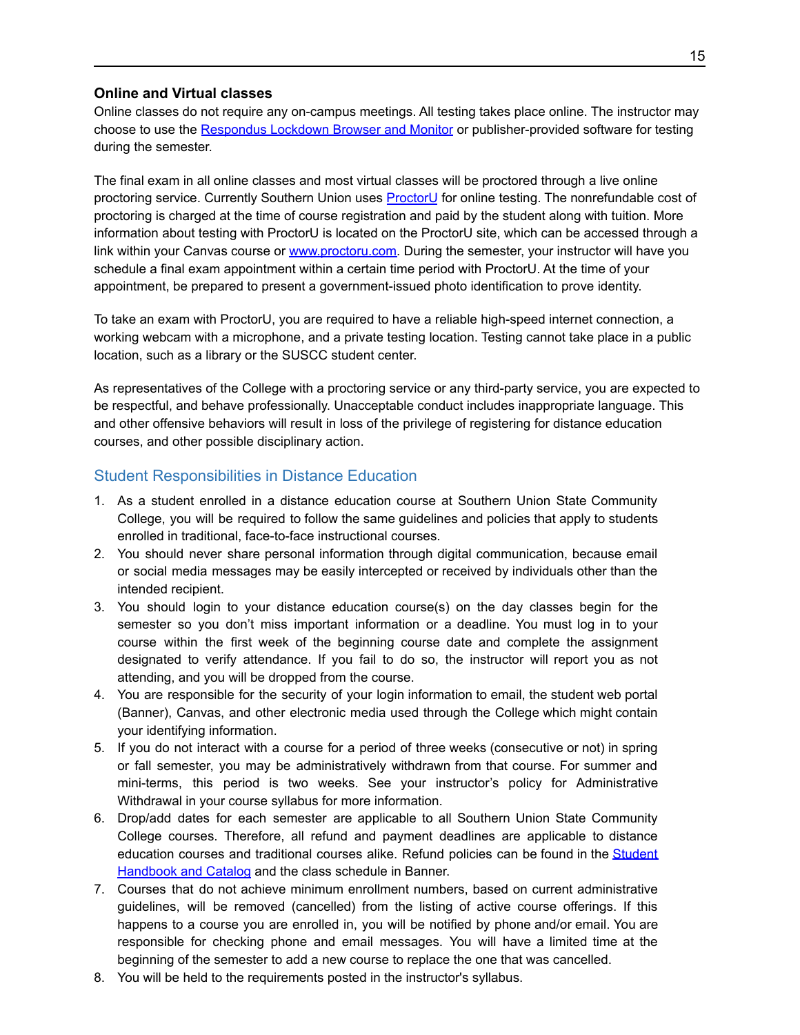**Online and Virtual classes**

Online classes do not require any on-campus meetings. All testing takes place online. The instructor may choose to use the Respondus Lockdown Browser and Monitor or publisher-provided software for testing during the semester.

The final exam in all online classes and most virtual classes will be proctored through a live online proctoring service. Currently Southern Union uses ProctorU for online testing. The nonrefundable cost of proctoring is charged at the time of course registration and paid by the student along with tuition. More information about testing with ProctorU is located on the ProctorU site, which can be accessed through a link within your Canvas course or www.proctoru.com. During the semester, your instructor will have you schedule a final exam appointment within a certain time period with ProctorU. At the time of your appointment, be prepared to present a government-issued photo identification to prove identity.

To take an exam with ProctorU, you are required to have a reliable high-speed internet connection, a working webcam with a microphone, and a private testing location. Testing cannot take place in a public location, such as a library or the SUSCC student center.

As representatives of the College with a proctoring service or any third-party service, you are expected to be respectful, and behave professionally. Unacceptable conduct includes inappropriate language. This and other offensive behaviors will result in loss of the privilege of registering for distance education courses, and other possible disciplinary action.

## Student Responsibilities in Distance Education

1. As a student enrolled in a distance education course at Southern Union State Community College, you will be required to follow the same guidelines and policies that apply to students enrolled in traditional, face-to-face instructional courses.
2. You should never share personal information through digital communication, because email or social media messages may be easily intercepted or received by individuals other than the intended recipient.
3. You should login to your distance education course(s) on the day classes begin for the semester so you don't miss important information or a deadline. You must log in to your course within the first week of the beginning course date and complete the assignment designated to verify attendance. If you fail to do so, the instructor will report you as not attending, and you will be dropped from the course.
4. You are responsible for the security of your login information to email, the student web portal (Banner), Canvas, and other electronic media used through the College which might contain your identifying information.
5. If you do not interact with a course for a period of three weeks (consecutive or not) in spring or fall semester, you may be administratively withdrawn from that course. For summer and mini-terms, this period is two weeks. See your instructor's policy for Administrative Withdrawal in your course syllabus for more information.
6. Drop/add dates for each semester are applicable to all Southern Union State Community College courses. Therefore, all refund and payment deadlines are applicable to distance education courses and traditional courses alike. Refund policies can be found in the Student Handbook and Catalog and the class schedule in Banner.
7. Courses that do not achieve minimum enrollment numbers, based on current administrative guidelines, will be removed (cancelled) from the listing of active course offerings. If this happens to a course you are enrolled in, you will be notified by phone and/or email. You are responsible for checking phone and email messages. You will have a limited time at the beginning of the semester to add a new course to replace the one that was cancelled.
8. You will be held to the requirements posted in the instructor's syllabus.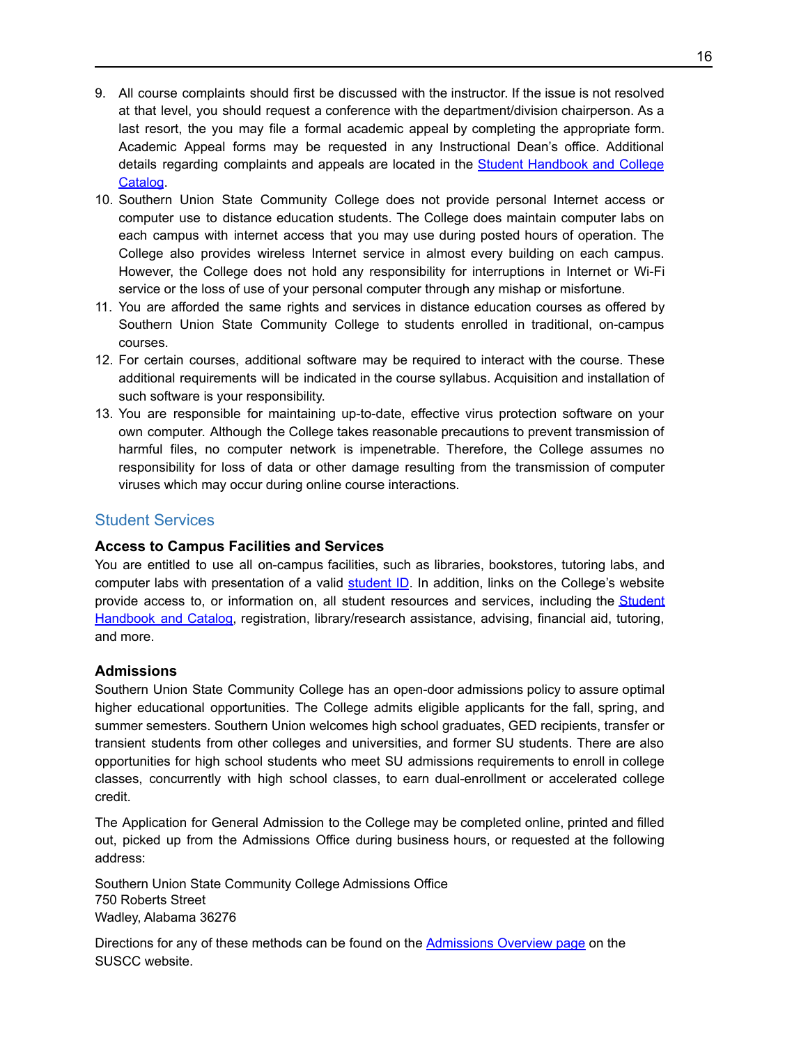9. All course complaints should first be discussed with the instructor. If the issue is not resolved at that level, you should request a conference with the department/division chairperson. As a last resort, the you may file a formal academic appeal by completing the appropriate form. Academic Appeal forms may be requested in any Instructional Dean's office. Additional details regarding complaints and appeals are located in the [Student Handbook and College Catalog](#).
10. Southern Union State Community College does not provide personal Internet access or computer use to distance education students. The College does maintain computer labs on each campus with internet access that you may use during posted hours of operation. The College also provides wireless Internet service in almost every building on each campus. However, the College does not hold any responsibility for interruptions in Internet or Wi-Fi service or the loss of use of your personal computer through any mishap or misfortune.
11. You are afforded the same rights and services in distance education courses as offered by Southern Union State Community College to students enrolled in traditional, on-campus courses.
12. For certain courses, additional software may be required to interact with the course. These additional requirements will be indicated in the course syllabus. Acquisition and installation of such software is your responsibility.
13. You are responsible for maintaining up-to-date, effective virus protection software on your own computer. Although the College takes reasonable precautions to prevent transmission of harmful files, no computer network is impenetrable. Therefore, the College assumes no responsibility for loss of data or other damage resulting from the transmission of computer viruses which may occur during online course interactions.

## Student Services

### Access to Campus Facilities and Services

You are entitled to use all on-campus facilities, such as libraries, bookstores, tutoring labs, and computer labs with presentation of a valid [student ID](#). In addition, links on the College's website provide access to, or information on, all student resources and services, including the [Student Handbook and Catalog](#), registration, library/research assistance, advising, financial aid, tutoring, and more.

### Admissions

Southern Union State Community College has an open-door admissions policy to assure optimal higher educational opportunities. The College admits eligible applicants for the fall, spring, and summer semesters. Southern Union welcomes high school graduates, GED recipients, transfer or transient students from other colleges and universities, and former SU students. There are also opportunities for high school students who meet SU admissions requirements to enroll in college classes, concurrently with high school classes, to earn dual-enrollment or accelerated college credit.

The Application for General Admission to the College may be completed online, printed and filled out, picked up from the Admissions Office during business hours, or requested at the following address:

Southern Union State Community College Admissions Office
750 Roberts Street
Wadley, Alabama 36276

Directions for any of these methods can be found on the [Admissions Overview page](#) on the SUSCC website.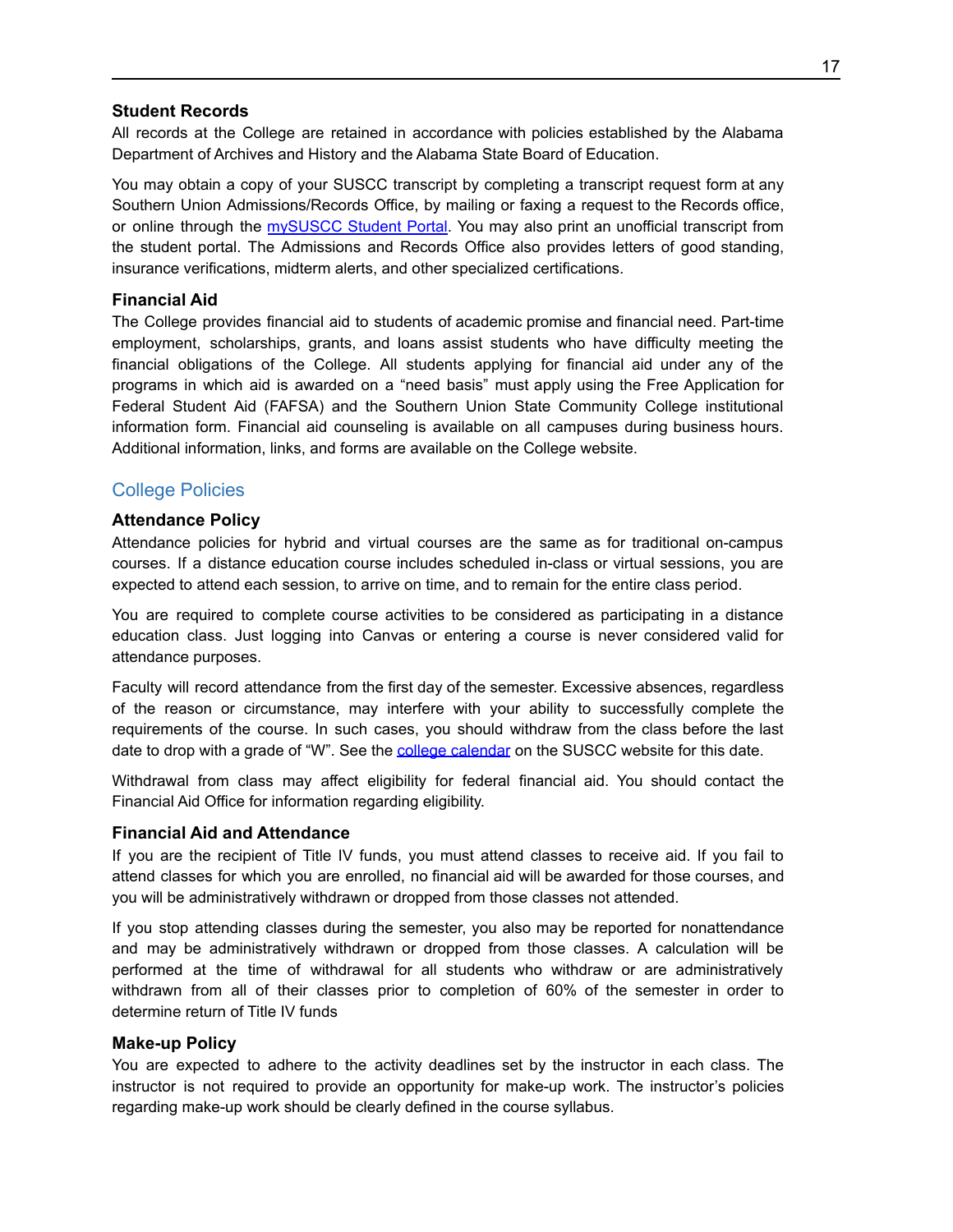### Student Records

All records at the College are retained in accordance with policies established by the Alabama Department of Archives and History and the Alabama State Board of Education.

You may obtain a copy of your SUSCC transcript by completing a transcript request form at any Southern Union Admissions/Records Office, by mailing or faxing a request to the Records office, or online through the [mySUSCC Student Portal](). You may also print an unofficial transcript from the student portal. The Admissions and Records Office also provides letters of good standing, insurance verifications, midterm alerts, and other specialized certifications.

### Financial Aid

The College provides financial aid to students of academic promise and financial need. Part-time employment, scholarships, grants, and loans assist students who have difficulty meeting the financial obligations of the College. All students applying for financial aid under any of the programs in which aid is awarded on a "need basis" must apply using the Free Application for Federal Student Aid (FAFSA) and the Southern Union State Community College institutional information form. Financial aid counseling is available on all campuses during business hours. Additional information, links, and forms are available on the College website.

## College Policies

### Attendance Policy

Attendance policies for hybrid and virtual courses are the same as for traditional on-campus courses. If a distance education course includes scheduled in-class or virtual sessions, you are expected to attend each session, to arrive on time, and to remain for the entire class period.

You are required to complete course activities to be considered as participating in a distance education class. Just logging into Canvas or entering a course is never considered valid for attendance purposes.

Faculty will record attendance from the first day of the semester. Excessive absences, regardless of the reason or circumstance, may interfere with your ability to successfully complete the requirements of the course. In such cases, you should withdraw from the class before the last date to drop with a grade of "W". See the [college calendar]() on the SUSCC website for this date.

Withdrawal from class may affect eligibility for federal financial aid. You should contact the Financial Aid Office for information regarding eligibility.

### Financial Aid and Attendance

If you are the recipient of Title IV funds, you must attend classes to receive aid. If you fail to attend classes for which you are enrolled, no financial aid will be awarded for those courses, and you will be administratively withdrawn or dropped from those classes not attended.

If you stop attending classes during the semester, you also may be reported for nonattendance and may be administratively withdrawn or dropped from those classes. A calculation will be performed at the time of withdrawal for all students who withdraw or are administratively withdrawn from all of their classes prior to completion of 60% of the semester in order to determine return of Title IV funds

### Make-up Policy

You are expected to adhere to the activity deadlines set by the instructor in each class. The instructor is not required to provide an opportunity for make-up work. The instructor's policies regarding make-up work should be clearly defined in the course syllabus.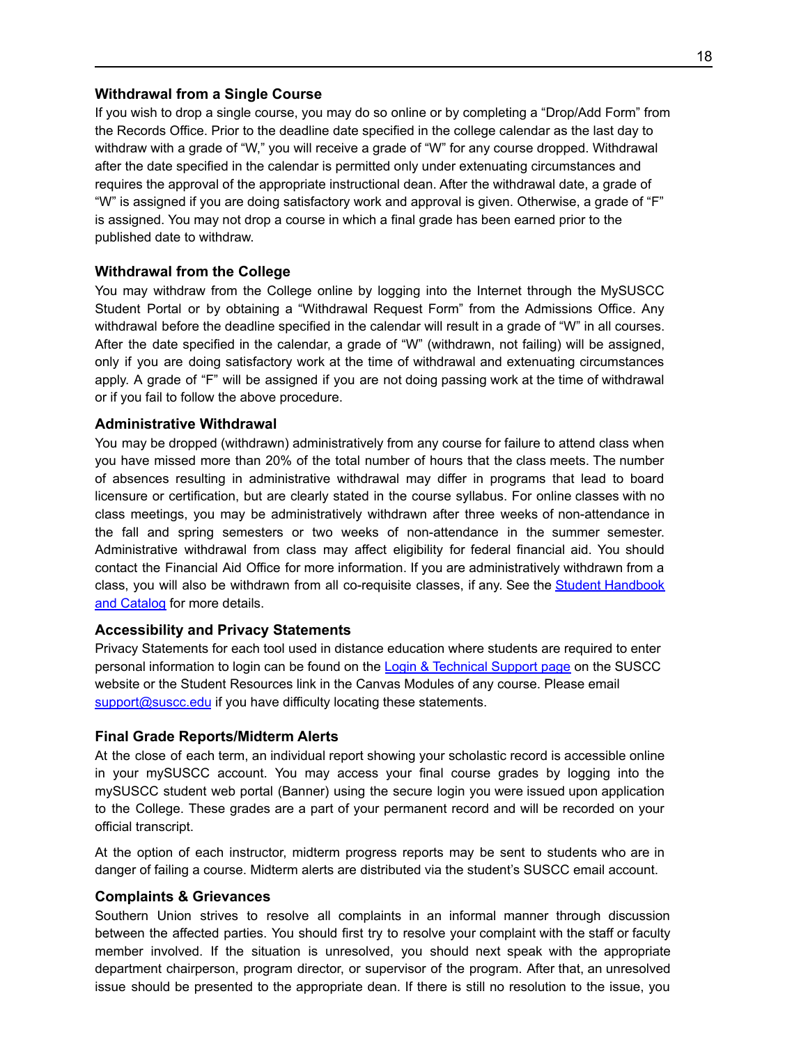### Withdrawal from a Single Course

If you wish to drop a single course, you may do so online or by completing a "Drop/Add Form" from the Records Office. Prior to the deadline date specified in the college calendar as the last day to withdraw with a grade of "W," you will receive a grade of "W" for any course dropped. Withdrawal after the date specified in the calendar is permitted only under extenuating circumstances and requires the approval of the appropriate instructional dean. After the withdrawal date, a grade of "W" is assigned if you are doing satisfactory work and approval is given. Otherwise, a grade of "F" is assigned. You may not drop a course in which a final grade has been earned prior to the published date to withdraw.

### Withdrawal from the College

You may withdraw from the College online by logging into the Internet through the MySUSCC Student Portal or by obtaining a "Withdrawal Request Form" from the Admissions Office. Any withdrawal before the deadline specified in the calendar will result in a grade of "W" in all courses. After the date specified in the calendar, a grade of "W" (withdrawn, not failing) will be assigned, only if you are doing satisfactory work at the time of withdrawal and extenuating circumstances apply. A grade of "F" will be assigned if you are not doing passing work at the time of withdrawal or if you fail to follow the above procedure.

### Administrative Withdrawal

You may be dropped (withdrawn) administratively from any course for failure to attend class when you have missed more than 20% of the total number of hours that the class meets. The number of absences resulting in administrative withdrawal may differ in programs that lead to board licensure or certification, but are clearly stated in the course syllabus. For online classes with no class meetings, you may be administratively withdrawn after three weeks of non-attendance in the fall and spring semesters or two weeks of non-attendance in the summer semester. Administrative withdrawal from class may affect eligibility for federal financial aid. You should contact the Financial Aid Office for more information. If you are administratively withdrawn from a class, you will also be withdrawn from all co-requisite classes, if any. See the Student Handbook and Catalog for more details.

### Accessibility and Privacy Statements

Privacy Statements for each tool used in distance education where students are required to enter personal information to login can be found on the Login & Technical Support page on the SUSCC website or the Student Resources link in the Canvas Modules of any course. Please email support@suscc.edu if you have difficulty locating these statements.

### Final Grade Reports/Midterm Alerts

At the close of each term, an individual report showing your scholastic record is accessible online in your mySUSCC account. You may access your final course grades by logging into the mySUSCC student web portal (Banner) using the secure login you were issued upon application to the College. These grades are a part of your permanent record and will be recorded on your official transcript.

At the option of each instructor, midterm progress reports may be sent to students who are in danger of failing a course. Midterm alerts are distributed via the student's SUSCC email account.

### Complaints & Grievances

Southern Union strives to resolve all complaints in an informal manner through discussion between the affected parties. You should first try to resolve your complaint with the staff or faculty member involved. If the situation is unresolved, you should next speak with the appropriate department chairperson, program director, or supervisor of the program. After that, an unresolved issue should be presented to the appropriate dean. If there is still no resolution to the issue, you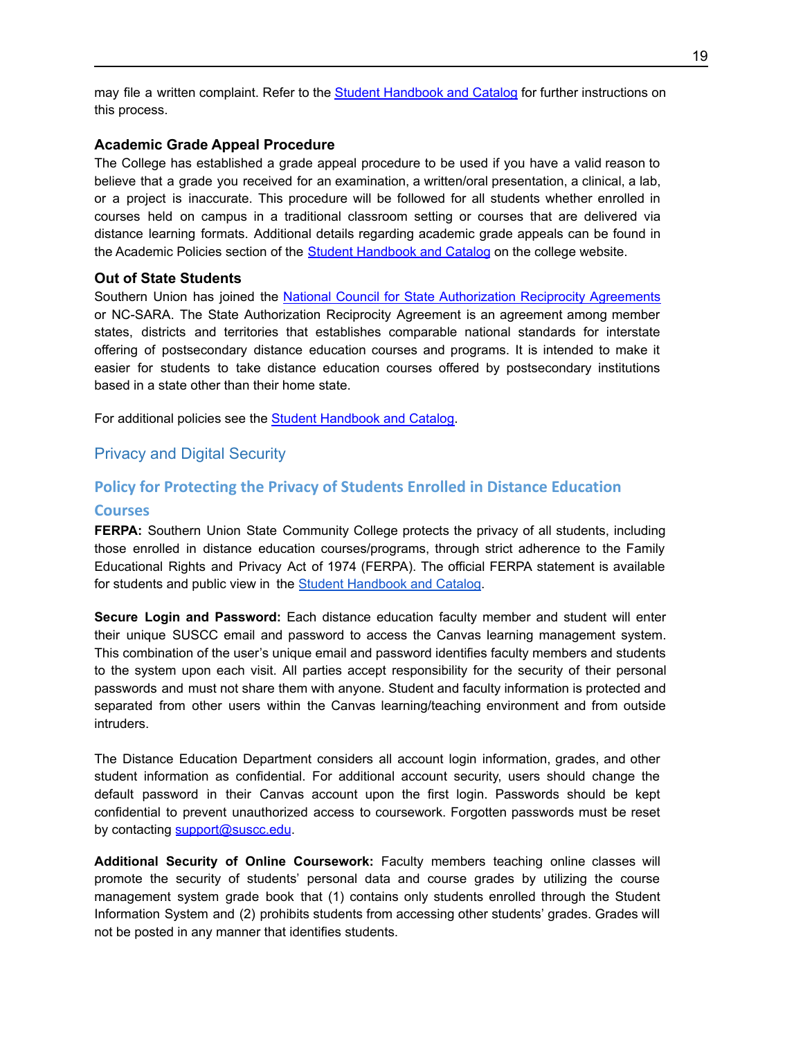may file a written complaint. Refer to the [Student Handbook and Catalog]() for further instructions on this process.

### Academic Grade Appeal Procedure

The College has established a grade appeal procedure to be used if you have a valid reason to believe that a grade you received for an examination, a written/oral presentation, a clinical, a lab, or a project is inaccurate. This procedure will be followed for all students whether enrolled in courses held on campus in a traditional classroom setting or courses that are delivered via distance learning formats. Additional details regarding academic grade appeals can be found in the Academic Policies section of the [Student Handbook and Catalog]() on the college website.

### Out of State Students

Southern Union has joined the [National Council for State Authorization Reciprocity Agreements]() or NC-SARA. The State Authorization Reciprocity Agreement is an agreement among member states, districts and territories that establishes comparable national standards for interstate offering of postsecondary distance education courses and programs. It is intended to make it easier for students to take distance education courses offered by postsecondary institutions based in a state other than their home state.

For additional policies see the [Student Handbook and Catalog]().

## Privacy and Digital Security

### Policy for Protecting the Privacy of Students Enrolled in Distance Education Courses

**FERPA:** Southern Union State Community College protects the privacy of all students, including those enrolled in distance education courses/programs, through strict adherence to the Family Educational Rights and Privacy Act of 1974 (FERPA). The official FERPA statement is available for students and public view in the [Student Handbook and Catalog]().

**Secure Login and Password:** Each distance education faculty member and student will enter their unique SUSCC email and password to access the Canvas learning management system. This combination of the user's unique email and password identifies faculty members and students to the system upon each visit. All parties accept responsibility for the security of their personal passwords and must not share them with anyone. Student and faculty information is protected and separated from other users within the Canvas learning/teaching environment and from outside intruders.

The Distance Education Department considers all account login information, grades, and other student information as confidential. For additional account security, users should change the default password in their Canvas account upon the first login. Passwords should be kept confidential to prevent unauthorized access to coursework. Forgotten passwords must be reset by contacting [support@suscc.edu](mailto:support@suscc.edu).

**Additional Security of Online Coursework:** Faculty members teaching online classes will promote the security of students' personal data and course grades by utilizing the course management system grade book that (1) contains only students enrolled through the Student Information System and (2) prohibits students from accessing other students' grades. Grades will not be posted in any manner that identifies students.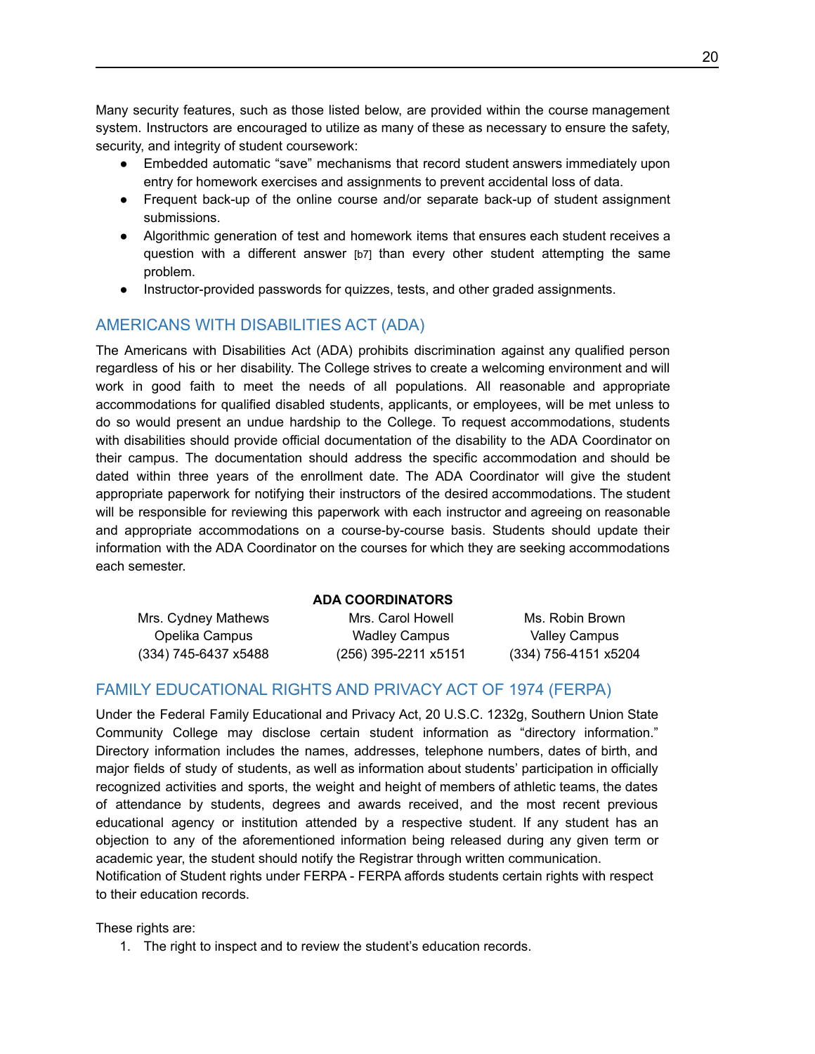Many security features, such as those listed below, are provided within the course management system. Instructors are encouraged to utilize as many of these as necessary to ensure the safety, security, and integrity of student coursework:

- Embedded automatic "save" mechanisms that record student answers immediately upon entry for homework exercises and assignments to prevent accidental loss of data.
- Frequent back-up of the online course and/or separate back-up of student assignment submissions.
- Algorithmic generation of test and homework items that ensures each student receives a question with a different answer [b7] than every other student attempting the same problem.
- Instructor-provided passwords for quizzes, tests, and other graded assignments.

## AMERICANS WITH DISABILITIES ACT (ADA)

The Americans with Disabilities Act (ADA) prohibits discrimination against any qualified person regardless of his or her disability. The College strives to create a welcoming environment and will work in good faith to meet the needs of all populations. All reasonable and appropriate accommodations for qualified disabled students, applicants, or employees, will be met unless to do so would present an undue hardship to the College. To request accommodations, students with disabilities should provide official documentation of the disability to the ADA Coordinator on their campus. The documentation should address the specific accommodation and should be dated within three years of the enrollment date. The ADA Coordinator will give the student appropriate paperwork for notifying their instructors of the desired accommodations. The student will be responsible for reviewing this paperwork with each instructor and agreeing on reasonable and appropriate accommodations on a course-by-course basis. Students should update their information with the ADA Coordinator on the courses for which they are seeking accommodations each semester.

**ADA COORDINATORS**

| Mrs. Cydney Mathews | Mrs. Carol Howell | Ms. Robin Brown |
|---|---|---|
| Opelika Campus | Wadley Campus | Valley Campus |
| (334) 745-6437 x5488 | (256) 395-2211 x5151 | (334) 756-4151 x5204 |

## FAMILY EDUCATIONAL RIGHTS AND PRIVACY ACT OF 1974 (FERPA)

Under the Federal Family Educational and Privacy Act, 20 U.S.C. 1232g, Southern Union State Community College may disclose certain student information as "directory information." Directory information includes the names, addresses, telephone numbers, dates of birth, and major fields of study of students, as well as information about students' participation in officially recognized activities and sports, the weight and height of members of athletic teams, the dates of attendance by students, degrees and awards received, and the most recent previous educational agency or institution attended by a respective student. If any student has an objection to any of the aforementioned information being released during any given term or academic year, the student should notify the Registrar through written communication.
Notification of Student rights under FERPA - FERPA affords students certain rights with respect to their education records.

These rights are:

1. The right to inspect and to review the student's education records.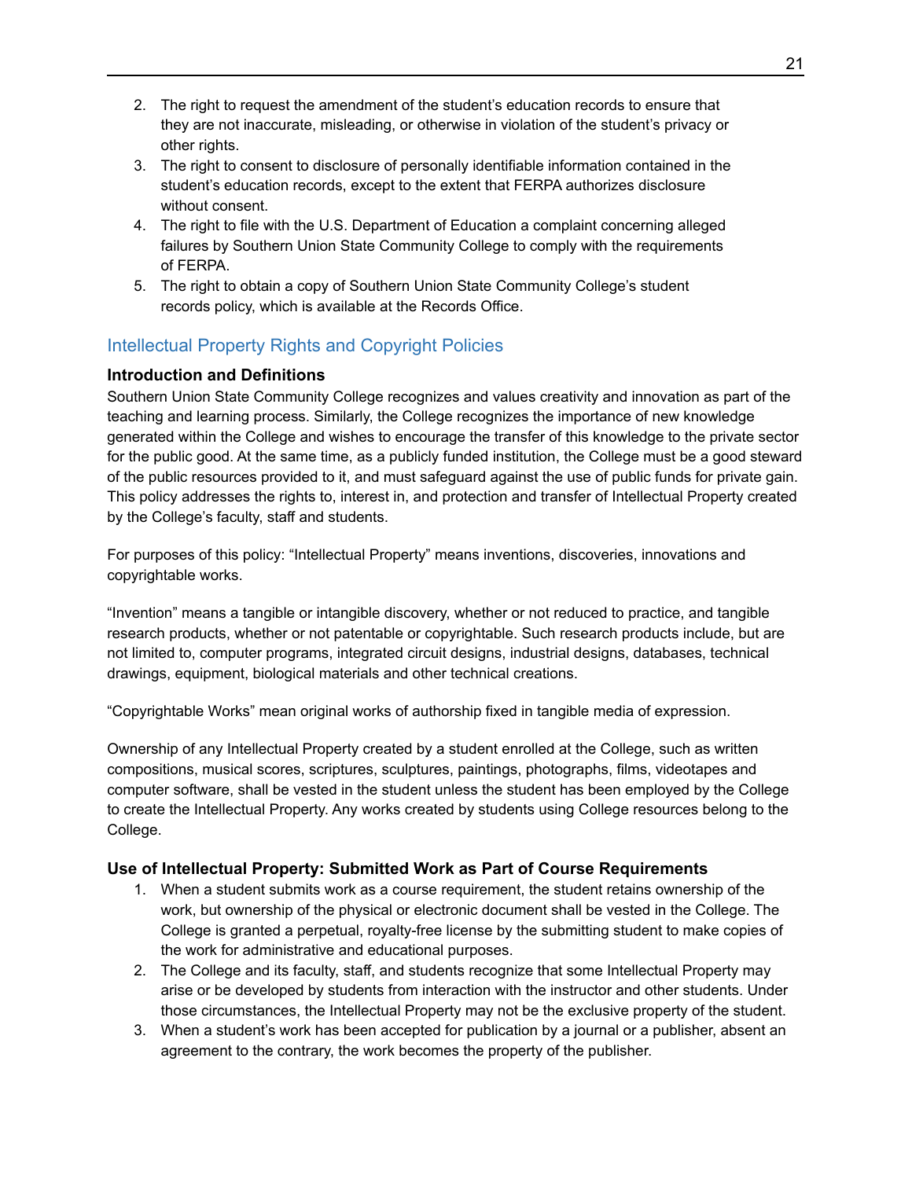2. The right to request the amendment of the student's education records to ensure that they are not inaccurate, misleading, or otherwise in violation of the student's privacy or other rights.
3. The right to consent to disclosure of personally identifiable information contained in the student's education records, except to the extent that FERPA authorizes disclosure without consent.
4. The right to file with the U.S. Department of Education a complaint concerning alleged failures by Southern Union State Community College to comply with the requirements of FERPA.
5. The right to obtain a copy of Southern Union State Community College's student records policy, which is available at the Records Office.

## Intellectual Property Rights and Copyright Policies

### Introduction and Definitions

Southern Union State Community College recognizes and values creativity and innovation as part of the teaching and learning process. Similarly, the College recognizes the importance of new knowledge generated within the College and wishes to encourage the transfer of this knowledge to the private sector for the public good. At the same time, as a publicly funded institution, the College must be a good steward of the public resources provided to it, and must safeguard against the use of public funds for private gain. This policy addresses the rights to, interest in, and protection and transfer of Intellectual Property created by the College's faculty, staff and students.

For purposes of this policy: "Intellectual Property" means inventions, discoveries, innovations and copyrightable works.

"Invention" means a tangible or intangible discovery, whether or not reduced to practice, and tangible research products, whether or not patentable or copyrightable. Such research products include, but are not limited to, computer programs, integrated circuit designs, industrial designs, databases, technical drawings, equipment, biological materials and other technical creations.

"Copyrightable Works" mean original works of authorship fixed in tangible media of expression.

Ownership of any Intellectual Property created by a student enrolled at the College, such as written compositions, musical scores, scriptures, sculptures, paintings, photographs, films, videotapes and computer software, shall be vested in the student unless the student has been employed by the College to create the Intellectual Property. Any works created by students using College resources belong to the College.

### Use of Intellectual Property: Submitted Work as Part of Course Requirements

1. When a student submits work as a course requirement, the student retains ownership of the work, but ownership of the physical or electronic document shall be vested in the College. The College is granted a perpetual, royalty-free license by the submitting student to make copies of the work for administrative and educational purposes.
2. The College and its faculty, staff, and students recognize that some Intellectual Property may arise or be developed by students from interaction with the instructor and other students. Under those circumstances, the Intellectual Property may not be the exclusive property of the student.
3. When a student's work has been accepted for publication by a journal or a publisher, absent an agreement to the contrary, the work becomes the property of the publisher.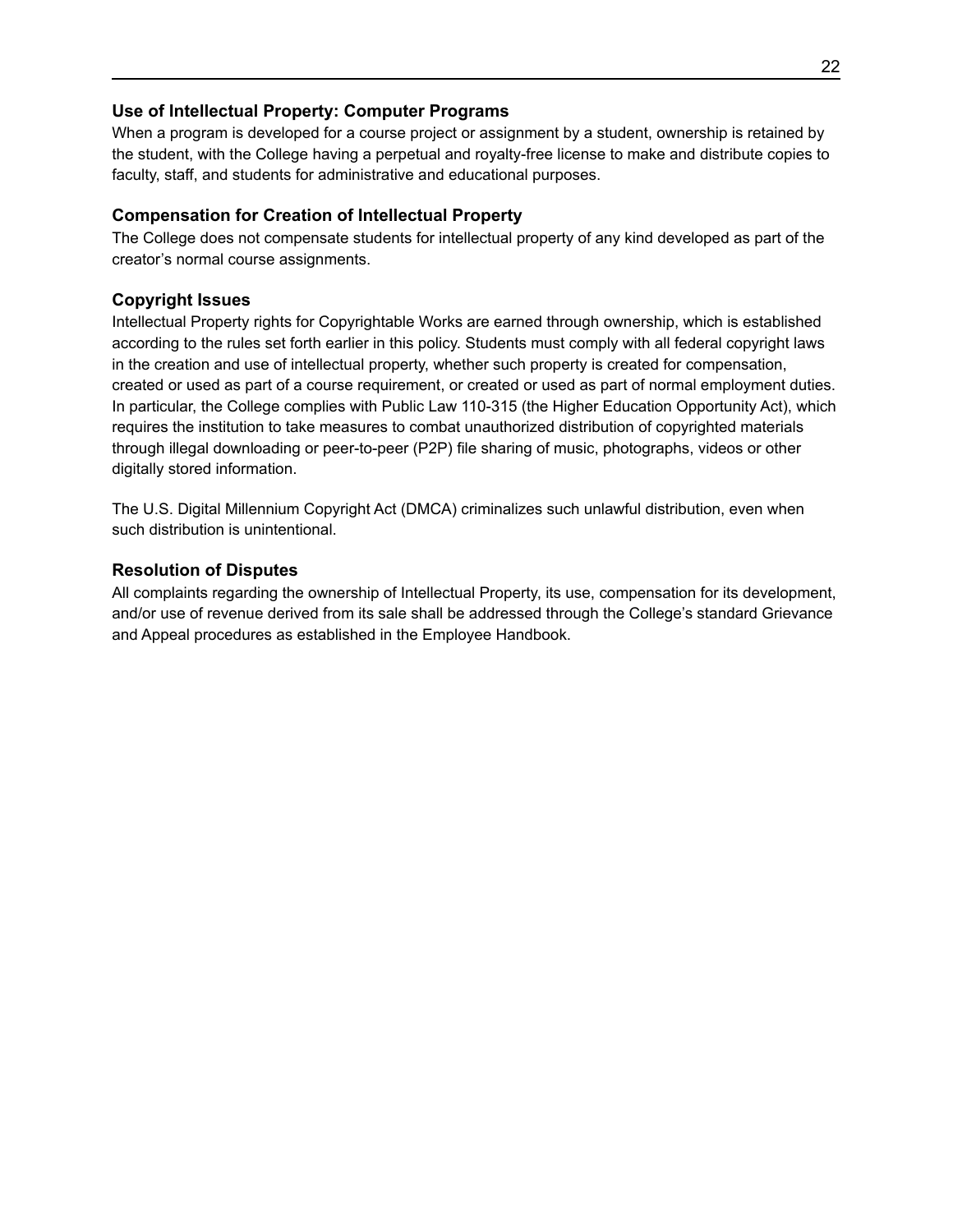### Use of Intellectual Property: Computer Programs

When a program is developed for a course project or assignment by a student, ownership is retained by the student, with the College having a perpetual and royalty-free license to make and distribute copies to faculty, staff, and students for administrative and educational purposes.

### Compensation for Creation of Intellectual Property

The College does not compensate students for intellectual property of any kind developed as part of the creator's normal course assignments.

### Copyright Issues

Intellectual Property rights for Copyrightable Works are earned through ownership, which is established according to the rules set forth earlier in this policy. Students must comply with all federal copyright laws in the creation and use of intellectual property, whether such property is created for compensation, created or used as part of a course requirement, or created or used as part of normal employment duties. In particular, the College complies with Public Law 110-315 (the Higher Education Opportunity Act), which requires the institution to take measures to combat unauthorized distribution of copyrighted materials through illegal downloading or peer-to-peer (P2P) file sharing of music, photographs, videos or other digitally stored information.

The U.S. Digital Millennium Copyright Act (DMCA) criminalizes such unlawful distribution, even when such distribution is unintentional.

### Resolution of Disputes

All complaints regarding the ownership of Intellectual Property, its use, compensation for its development, and/or use of revenue derived from its sale shall be addressed through the College's standard Grievance and Appeal procedures as established in the Employee Handbook.